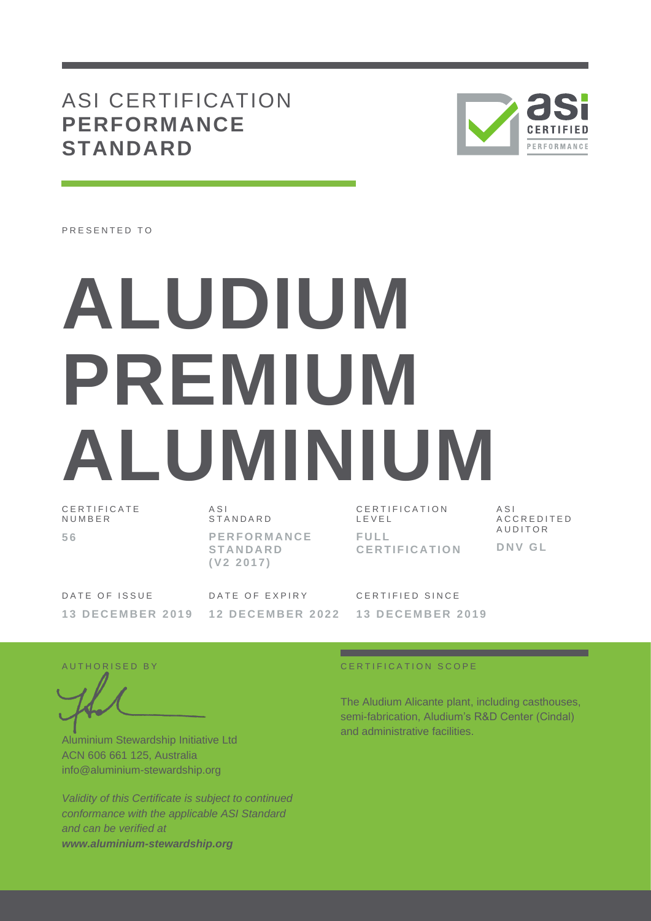# ASI CERTIFICATION **PERFORMANCE STANDARD**

PRESENTED TO

# ALUDIUM PREMIUM ALUMINIUM

| CERTIFICATE NUMBER | ASI STANDARD | CERTIFICATION LEVEL | ASI ACCREDITED AUDITOR |
|---|---|---|---|
| **56** | **PERFORMANCE STANDARD (V2 2017)** | **FULL CERTIFICATION** | **DNV GL** |

| DATE OF ISSUE | DATE OF EXPIRY | CERTIFIED SINCE |
|---|---|---|
| **13 DECEMBER 2019** | **12 DECEMBER 2022** | **13 DECEMBER 2019** |

AUTHORISED BY

Aluminium Stewardship Initiative Ltd
ACN 606 661 125, Australia
info@aluminium-stewardship.org

*Validity of this Certificate is subject to continued conformance with the applicable ASI Standard and can be verified at* ***www.aluminium-stewardship.org***

CERTIFICATION SCOPE

The Aludium Alicante plant, including casthouses, semi-fabrication, Aludium's R&D Center (Cindal) and administrative facilities.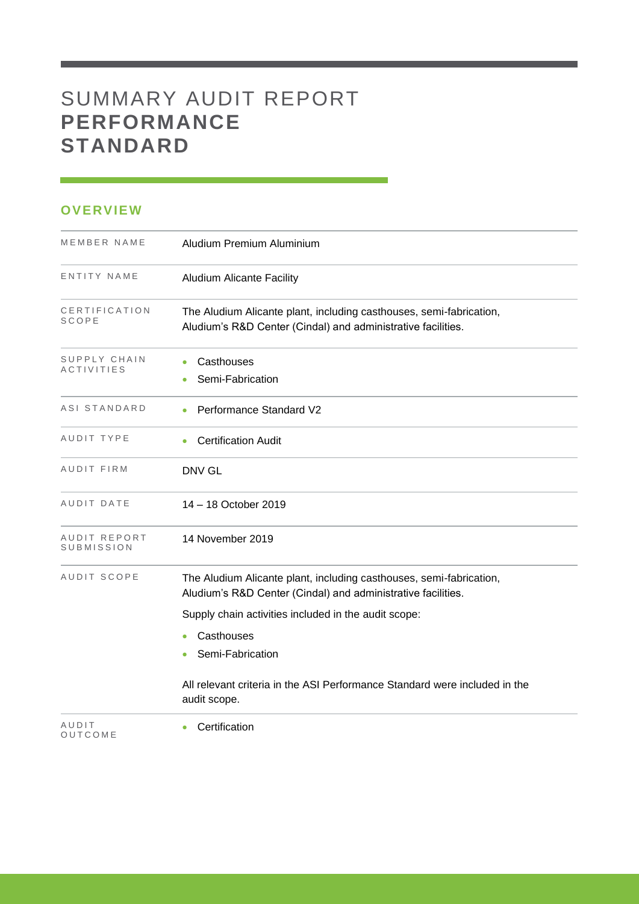# SUMMARY AUDIT REPORT **PERFORMANCE STANDARD**

## OVERVIEW

| | |
|---|---|
| MEMBER NAME | Aludium Premium Aluminium |
| ENTITY NAME | Aludium Alicante Facility |
| CERTIFICATION SCOPE | The Aludium Alicante plant, including casthouses, semi-fabrication, Aludium's R&D Center (Cindal) and administrative facilities. |
| SUPPLY CHAIN ACTIVITIES | • Casthouses<br>• Semi-Fabrication |
| ASI STANDARD | • Performance Standard V2 |
| AUDIT TYPE | • Certification Audit |
| AUDIT FIRM | DNV GL |
| AUDIT DATE | 14 – 18 October 2019 |
| AUDIT REPORT SUBMISSION | 14 November 2019 |
| AUDIT SCOPE | The Aludium Alicante plant, including casthouses, semi-fabrication, Aludium's R&D Center (Cindal) and administrative facilities.<br>Supply chain activities included in the audit scope:<br>• Casthouses<br>• Semi-Fabrication<br>All relevant criteria in the ASI Performance Standard were included in the audit scope. |
| AUDIT OUTCOME | • Certification |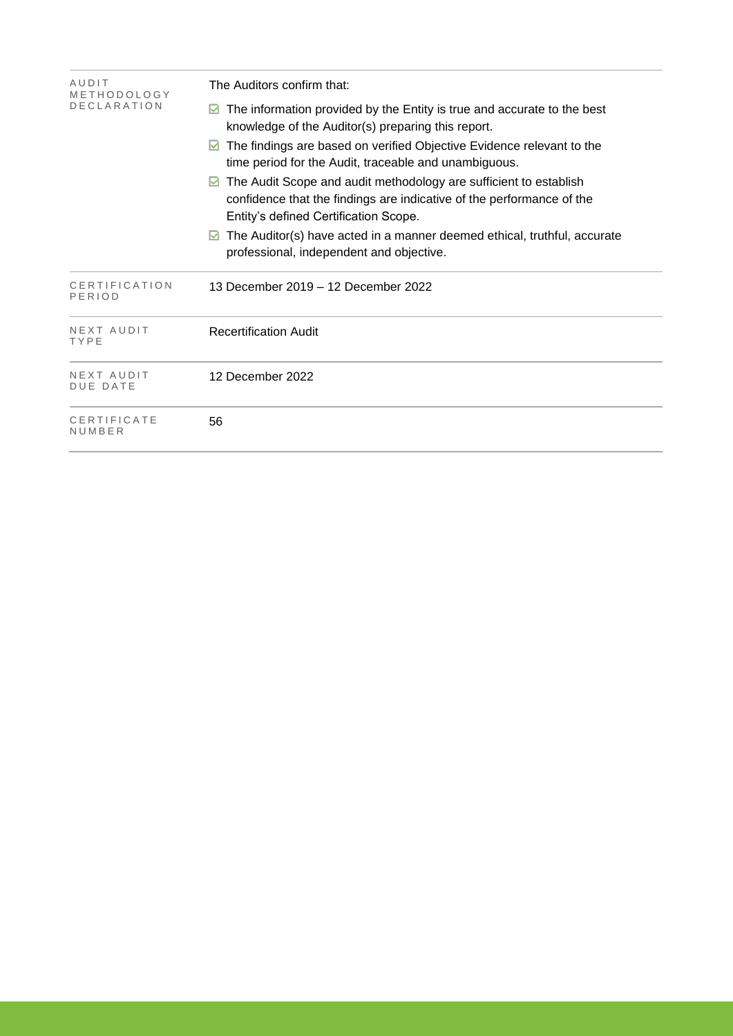| | |
|---|---|
| AUDIT METHODOLOGY DECLARATION | The Auditors confirm that:<br>☑ The information provided by the Entity is true and accurate to the best knowledge of the Auditor(s) preparing this report.<br>☑ The findings are based on verified Objective Evidence relevant to the time period for the Audit, traceable and unambiguous.<br>☑ The Audit Scope and audit methodology are sufficient to establish confidence that the findings are indicative of the performance of the Entity's defined Certification Scope.<br>☑ The Auditor(s) have acted in a manner deemed ethical, truthful, accurate professional, independent and objective. |
| CERTIFICATION PERIOD | 13 December 2019 – 12 December 2022 |
| NEXT AUDIT TYPE | Recertification Audit |
| NEXT AUDIT DUE DATE | 12 December 2022 |
| CERTIFICATE NUMBER | 56 |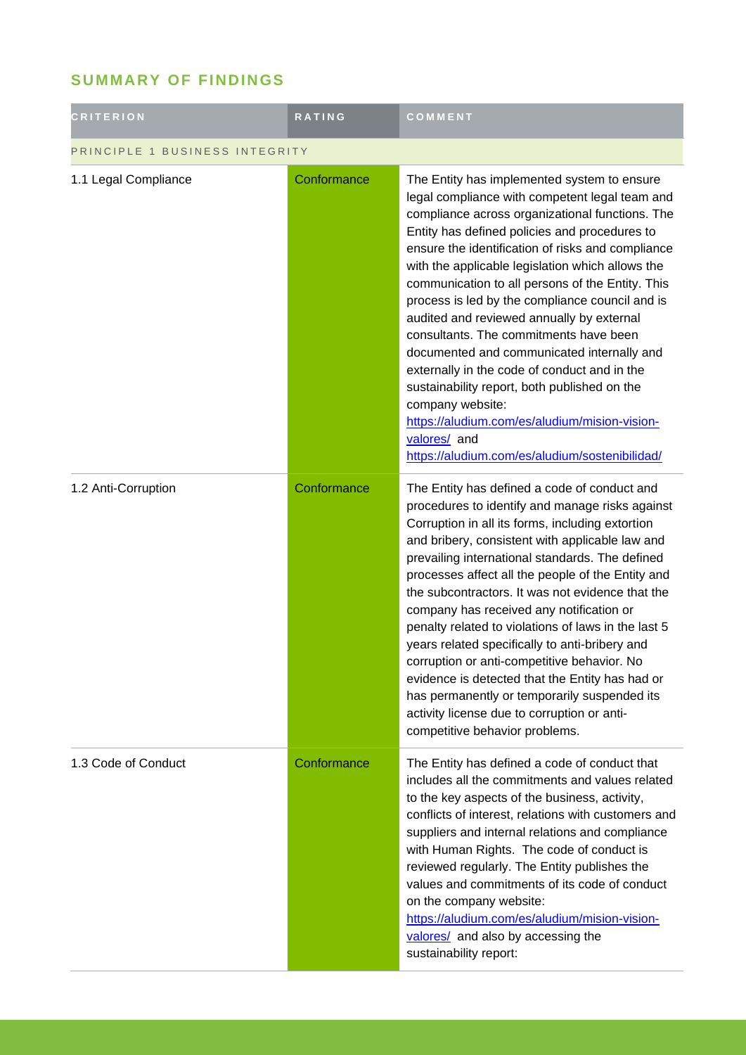## SUMMARY OF FINDINGS

| CRITERION | RATING | COMMENT |
| --- | --- | --- |
| PRINCIPLE 1 BUSINESS INTEGRITY | | |
| 1.1 Legal Compliance | Conformance | The Entity has implemented system to ensure legal compliance with competent legal team and compliance across organizational functions. The Entity has defined policies and procedures to ensure the identification of risks and compliance with the applicable legislation which allows the communication to all persons of the Entity. This process is led by the compliance council and is audited and reviewed annually by external consultants. The commitments have been documented and communicated internally and externally in the code of conduct and in the sustainability report, both published on the company website: [https://aludium.com/es/aludium/mision-vision-valores/](https://aludium.com/es/aludium/mision-vision-valores/) and [https://aludium.com/es/aludium/sostenibilidad/](https://aludium.com/es/aludium/sostenibilidad/) |
| 1.2 Anti-Corruption | Conformance | The Entity has defined a code of conduct and procedures to identify and manage risks against Corruption in all its forms, including extortion and bribery, consistent with applicable law and prevailing international standards. The defined processes affect all the people of the Entity and the subcontractors. It was not evidence that the company has received any notification or penalty related to violations of laws in the last 5 years related specifically to anti-bribery and corruption or anti-competitive behavior. No evidence is detected that the Entity has had or has permanently or temporarily suspended its activity license due to corruption or anti-competitive behavior problems. |
| 1.3 Code of Conduct | Conformance | The Entity has defined a code of conduct that includes all the commitments and values related to the key aspects of the business, activity, conflicts of interest, relations with customers and suppliers and internal relations and compliance with Human Rights. The code of conduct is reviewed regularly. The Entity publishes the values and commitments of its code of conduct on the company website: [https://aludium.com/es/aludium/mision-vision-valores/](https://aludium.com/es/aludium/mision-vision-valores/) and also by accessing the sustainability report: |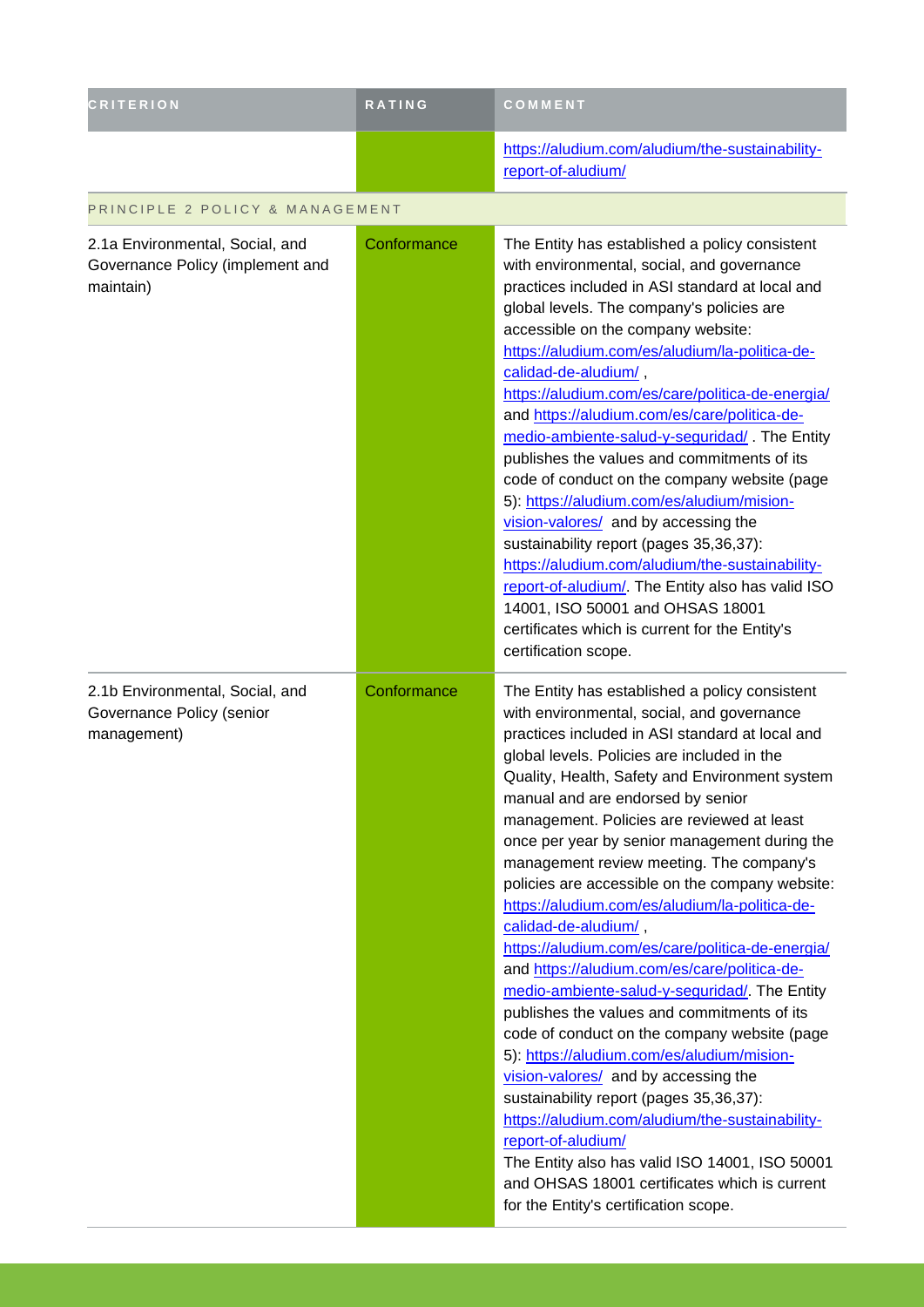| CRITERION | RATING | COMMENT |
|---|---|---|
| | | https://aludium.com/aludium/the-sustainability-report-of-aludium/ |
| PRINCIPLE 2 POLICY & MANAGEMENT | | |
| 2.1a Environmental, Social, and Governance Policy (implement and maintain) | Conformance | The Entity has established a policy consistent with environmental, social, and governance practices included in ASI standard at local and global levels. The company's policies are accessible on the company website: https://aludium.com/es/aludium/la-politica-de-calidad-de-aludium/ , https://aludium.com/es/care/politica-de-energia/ and https://aludium.com/es/care/politica-de-medio-ambiente-salud-y-seguridad/ . The Entity publishes the values and commitments of its code of conduct on the company website (page 5): https://aludium.com/es/aludium/mision-vision-valores/ and by accessing the sustainability report (pages 35,36,37): https://aludium.com/aludium/the-sustainability-report-of-aludium/. The Entity also has valid ISO 14001, ISO 50001 and OHSAS 18001 certificates which is current for the Entity's certification scope. |
| 2.1b Environmental, Social, and Governance Policy (senior management) | Conformance | The Entity has established a policy consistent with environmental, social, and governance practices included in ASI standard at local and global levels. Policies are included in the Quality, Health, Safety and Environment system manual and are endorsed by senior management. Policies are reviewed at least once per year by senior management during the management review meeting. The company's policies are accessible on the company website: https://aludium.com/es/aludium/la-politica-de-calidad-de-aludium/ , https://aludium.com/es/care/politica-de-energia/ and https://aludium.com/es/care/politica-de-medio-ambiente-salud-y-seguridad/. The Entity publishes the values and commitments of its code of conduct on the company website (page 5): https://aludium.com/es/aludium/mision-vision-valores/ and by accessing the sustainability report (pages 35,36,37): https://aludium.com/aludium/the-sustainability-report-of-aludium/ The Entity also has valid ISO 14001, ISO 50001 and OHSAS 18001 certificates which is current for the Entity's certification scope. |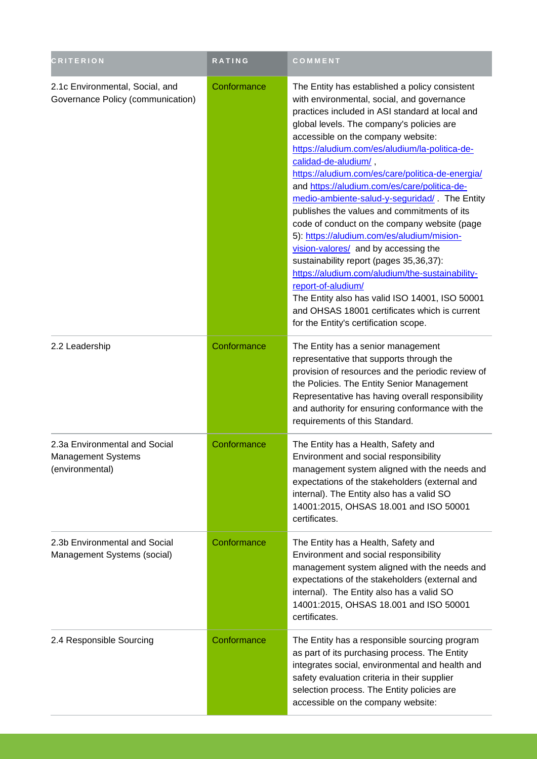| CRITERION | RATING | COMMENT |
| --- | --- | --- |
| 2.1c Environmental, Social, and Governance Policy (communication) | Conformance | The Entity has established a policy consistent with environmental, social, and governance practices included in ASI standard at local and global levels. The company's policies are accessible on the company website: https://aludium.com/es/aludium/la-politica-de-calidad-de-aludium/ , https://aludium.com/es/care/politica-de-energia/ and https://aludium.com/es/care/politica-de-medio-ambiente-salud-y-seguridad/ . The Entity publishes the values and commitments of its code of conduct on the company website (page 5): https://aludium.com/es/aludium/mision-vision-valores/ and by accessing the sustainability report (pages 35,36,37): https://aludium.com/aludium/the-sustainability-report-of-aludium/ The Entity also has valid ISO 14001, ISO 50001 and OHSAS 18001 certificates which is current for the Entity's certification scope. |
| 2.2 Leadership | Conformance | The Entity has a senior management representative that supports through the provision of resources and the periodic review of the Policies. The Entity Senior Management Representative has having overall responsibility and authority for ensuring conformance with the requirements of this Standard. |
| 2.3a Environmental and Social Management Systems (environmental) | Conformance | The Entity has a Health, Safety and Environment and social responsibility management system aligned with the needs and expectations of the stakeholders (external and internal). The Entity also has a valid SO 14001:2015, OHSAS 18.001 and ISO 50001 certificates. |
| 2.3b Environmental and Social Management Systems (social) | Conformance | The Entity has a Health, Safety and Environment and social responsibility management system aligned with the needs and expectations of the stakeholders (external and internal). The Entity also has a valid SO 14001:2015, OHSAS 18.001 and ISO 50001 certificates. |
| 2.4 Responsible Sourcing | Conformance | The Entity has a responsible sourcing program as part of its purchasing process. The Entity integrates social, environmental and health and safety evaluation criteria in their supplier selection process. The Entity policies are accessible on the company website: |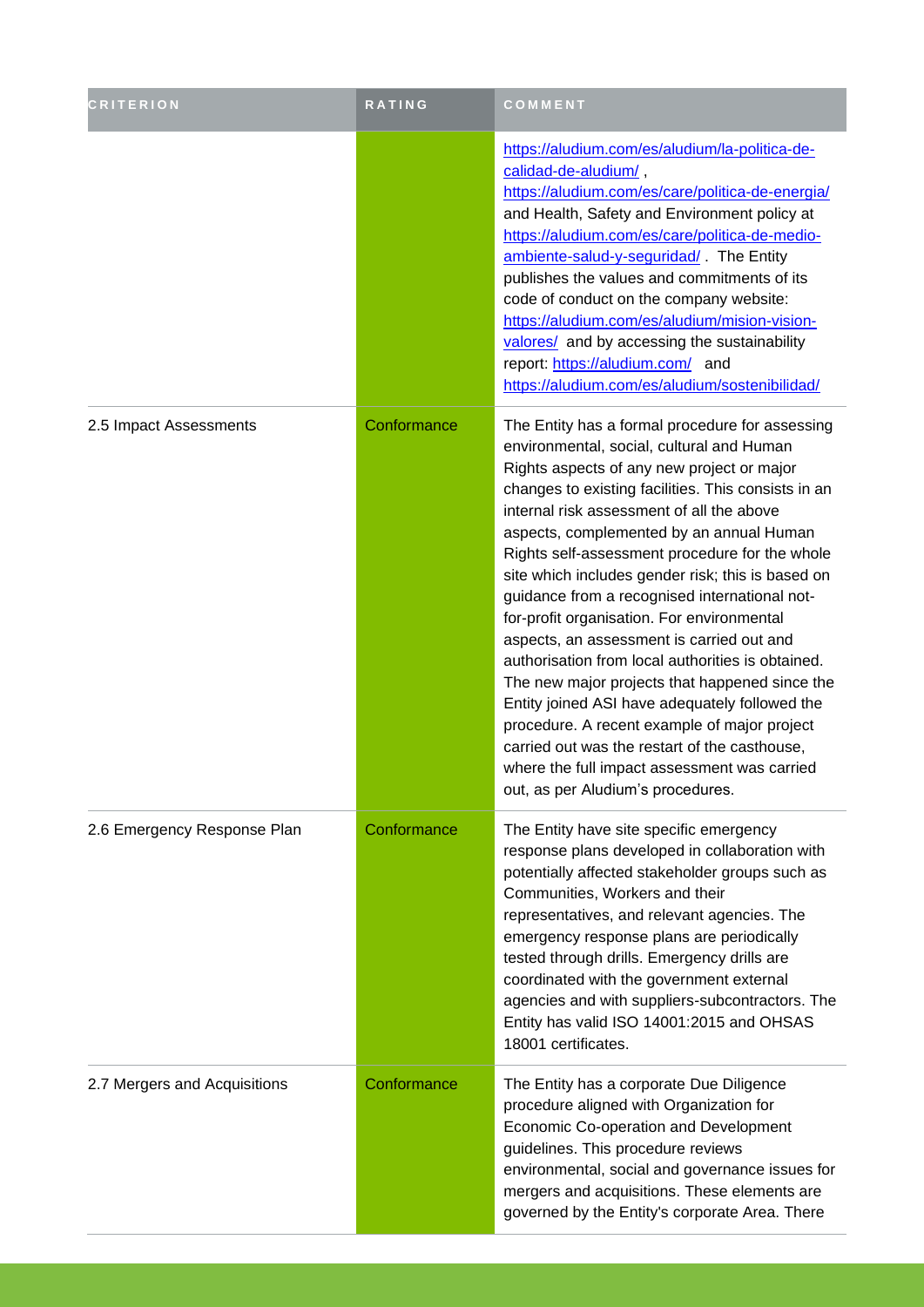| CRITERION | RATING | COMMENT |
| --- | --- | --- |
| | | https://aludium.com/es/aludium/la-politica-de-calidad-de-aludium/ , https://aludium.com/es/care/politica-de-energia/ and Health, Safety and Environment policy at https://aludium.com/es/care/politica-de-medio-ambiente-salud-y-seguridad/ . The Entity publishes the values and commitments of its code of conduct on the company website: https://aludium.com/es/aludium/mision-vision-valores/ and by accessing the sustainability report: https://aludium.com/ and https://aludium.com/es/aludium/sostenibilidad/ |
| 2.5 Impact Assessments | Conformance | The Entity has a formal procedure for assessing environmental, social, cultural and Human Rights aspects of any new project or major changes to existing facilities. This consists in an internal risk assessment of all the above aspects, complemented by an annual Human Rights self-assessment procedure for the whole site which includes gender risk; this is based on guidance from a recognised international not-for-profit organisation. For environmental aspects, an assessment is carried out and authorisation from local authorities is obtained. The new major projects that happened since the Entity joined ASI have adequately followed the procedure. A recent example of major project carried out was the restart of the casthouse, where the full impact assessment was carried out, as per Aludium's procedures. |
| 2.6 Emergency Response Plan | Conformance | The Entity have site specific emergency response plans developed in collaboration with potentially affected stakeholder groups such as Communities, Workers and their representatives, and relevant agencies. The emergency response plans are periodically tested through drills. Emergency drills are coordinated with the government external agencies and with suppliers-subcontractors. The Entity has valid ISO 14001:2015 and OHSAS 18001 certificates. |
| 2.7 Mergers and Acquisitions | Conformance | The Entity has a corporate Due Diligence procedure aligned with Organization for Economic Co-operation and Development guidelines. This procedure reviews environmental, social and governance issues for mergers and acquisitions. These elements are governed by the Entity's corporate Area. There |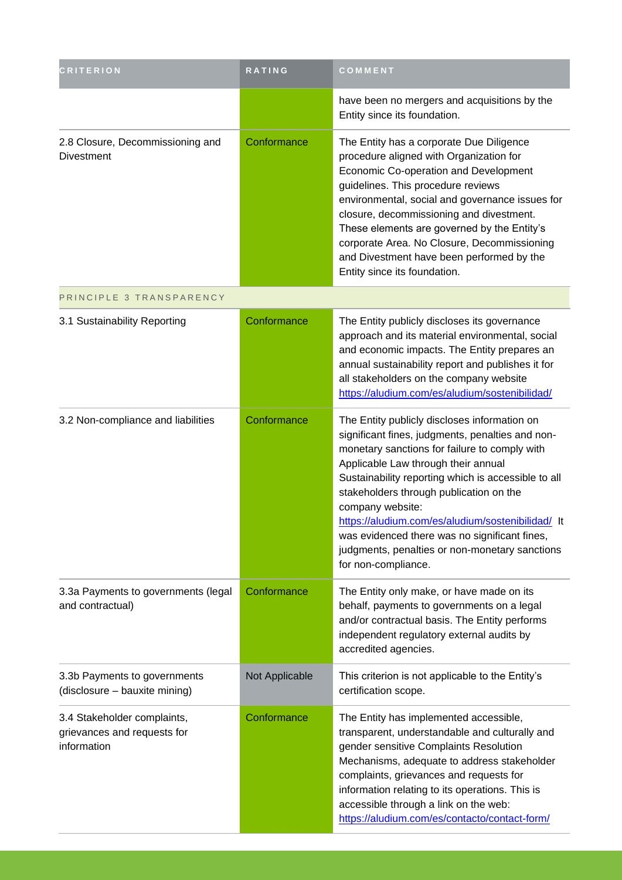| CRITERION | RATING | COMMENT |
| --- | --- | --- |
| | | have been no mergers and acquisitions by the Entity since its foundation. |
| 2.8 Closure, Decommissioning and Divestment | Conformance | The Entity has a corporate Due Diligence procedure aligned with Organization for Economic Co-operation and Development guidelines. This procedure reviews environmental, social and governance issues for closure, decommissioning and divestment. These elements are governed by the Entity's corporate Area. No Closure, Decommissioning and Divestment have been performed by the Entity since its foundation. |
| PRINCIPLE 3 TRANSPARENCY | | |
| 3.1 Sustainability Reporting | Conformance | The Entity publicly discloses its governance approach and its material environmental, social and economic impacts. The Entity prepares an annual sustainability report and publishes it for all stakeholders on the company website https://aludium.com/es/aludium/sostenibilidad/ |
| 3.2 Non-compliance and liabilities | Conformance | The Entity publicly discloses information on significant fines, judgments, penalties and non-monetary sanctions for failure to comply with Applicable Law through their annual Sustainability reporting which is accessible to all stakeholders through publication on the company website: https://aludium.com/es/aludium/sostenibilidad/ It was evidenced there was no significant fines, judgments, penalties or non-monetary sanctions for non-compliance. |
| 3.3a Payments to governments (legal and contractual) | Conformance | The Entity only make, or have made on its behalf, payments to governments on a legal and/or contractual basis. The Entity performs independent regulatory external audits by accredited agencies. |
| 3.3b Payments to governments (disclosure – bauxite mining) | Not Applicable | This criterion is not applicable to the Entity's certification scope. |
| 3.4 Stakeholder complaints, grievances and requests for information | Conformance | The Entity has implemented accessible, transparent, understandable and culturally and gender sensitive Complaints Resolution Mechanisms, adequate to address stakeholder complaints, grievances and requests for information relating to its operations. This is accessible through a link on the web: https://aludium.com/es/contacto/contact-form/ |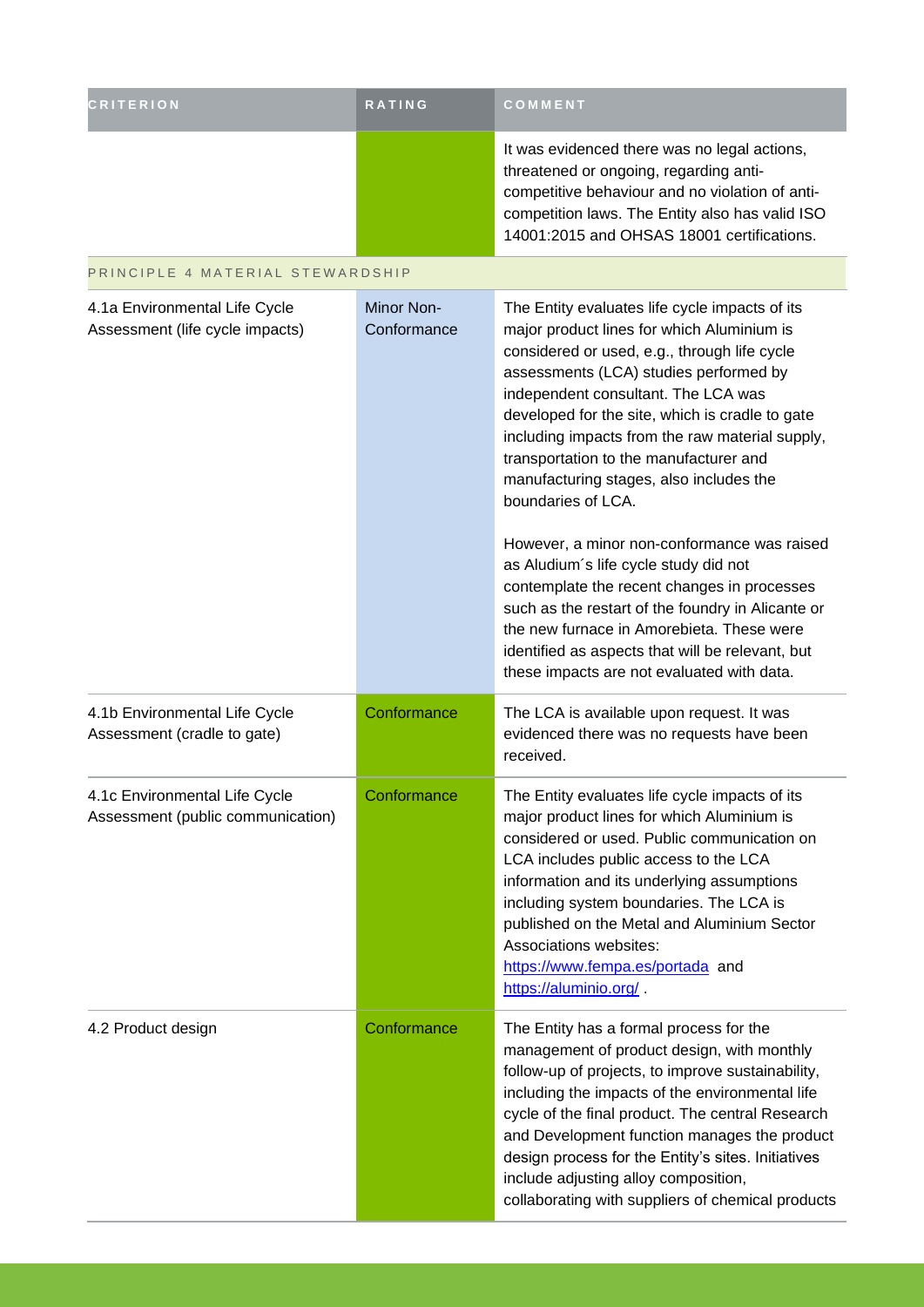| CRITERION | RATING | COMMENT |
|---|---|---|
| | | It was evidenced there was no legal actions, threatened or ongoing, regarding anti-competitive behaviour and no violation of anti-competition laws. The Entity also has valid ISO 14001:2015 and OHSAS 18001 certifications. |
| PRINCIPLE 4 MATERIAL STEWARDSHIP | | |
| 4.1a Environmental Life Cycle Assessment (life cycle impacts) | Minor Non-Conformance | The Entity evaluates life cycle impacts of its major product lines for which Aluminium is considered or used, e.g., through life cycle assessments (LCA) studies performed by independent consultant. The LCA was developed for the site, which is cradle to gate including impacts from the raw material supply, transportation to the manufacturer and manufacturing stages, also includes the boundaries of LCA.<br><br>However, a minor non-conformance was raised as Aludium´s life cycle study did not contemplate the recent changes in processes such as the restart of the foundry in Alicante or the new furnace in Amorebieta. These were identified as aspects that will be relevant, but these impacts are not evaluated with data. |
| 4.1b Environmental Life Cycle Assessment (cradle to gate) | Conformance | The LCA is available upon request. It was evidenced there was no requests have been received. |
| 4.1c Environmental Life Cycle Assessment (public communication) | Conformance | The Entity evaluates life cycle impacts of its major product lines for which Aluminium is considered or used. Public communication on LCA includes public access to the LCA information and its underlying assumptions including system boundaries. The LCA is published on the Metal and Aluminium Sector Associations websites: [https://www.fempa.es/portada](https://www.fempa.es/portada) and [https://aluminio.org/](https://aluminio.org/) . |
| 4.2 Product design | Conformance | The Entity has a formal process for the management of product design, with monthly follow-up of projects, to improve sustainability, including the impacts of the environmental life cycle of the final product. The central Research and Development function manages the product design process for the Entity's sites. Initiatives include adjusting alloy composition, collaborating with suppliers of chemical products |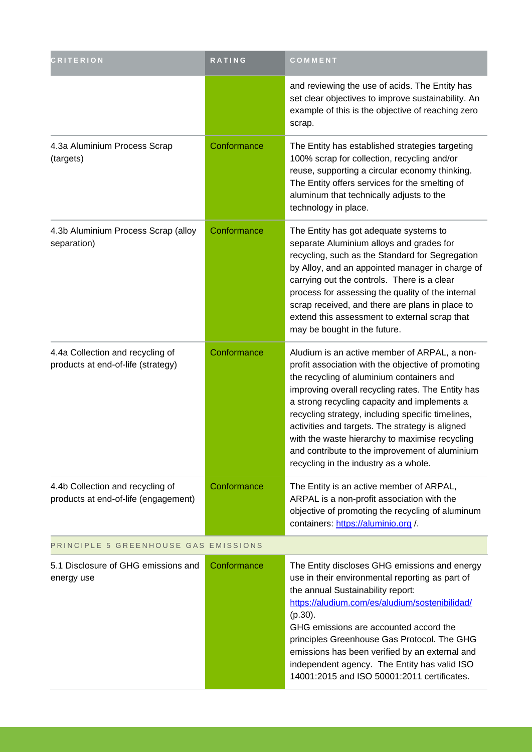| CRITERION | RATING | COMMENT |
| --- | --- | --- |
| | | and reviewing the use of acids. The Entity has set clear objectives to improve sustainability. An example of this is the objective of reaching zero scrap. |
| 4.3a Aluminium Process Scrap (targets) | Conformance | The Entity has established strategies targeting 100% scrap for collection, recycling and/or reuse, supporting a circular economy thinking. The Entity offers services for the smelting of aluminum that technically adjusts to the technology in place. |
| 4.3b Aluminium Process Scrap (alloy separation) | Conformance | The Entity has got adequate systems to separate Aluminium alloys and grades for recycling, such as the Standard for Segregation by Alloy, and an appointed manager in charge of carrying out the controls. There is a clear process for assessing the quality of the internal scrap received, and there are plans in place to extend this assessment to external scrap that may be bought in the future. |
| 4.4a Collection and recycling of products at end-of-life (strategy) | Conformance | Aludium is an active member of ARPAL, a non-profit association with the objective of promoting the recycling of aluminium containers and improving overall recycling rates. The Entity has a strong recycling capacity and implements a recycling strategy, including specific timelines, activities and targets. The strategy is aligned with the waste hierarchy to maximise recycling and contribute to the improvement of aluminium recycling in the industry as a whole. |
| 4.4b Collection and recycling of products at end-of-life (engagement) | Conformance | The Entity is an active member of ARPAL, ARPAL is a non-profit association with the objective of promoting the recycling of aluminum containers: [https://aluminio.org](https://aluminio.org) /. |
| PRINCIPLE 5 GREENHOUSE GAS EMISSIONS | | |
| 5.1 Disclosure of GHG emissions and energy use | Conformance | The Entity discloses GHG emissions and energy use in their environmental reporting as part of the annual Sustainability report: [https://aludium.com/es/aludium/sostenibilidad/](https://aludium.com/es/aludium/sostenibilidad/) (p.30).<br>GHG emissions are accounted accord the principles Greenhouse Gas Protocol. The GHG emissions has been verified by an external and independent agency. The Entity has valid ISO 14001:2015 and ISO 50001:2011 certificates. |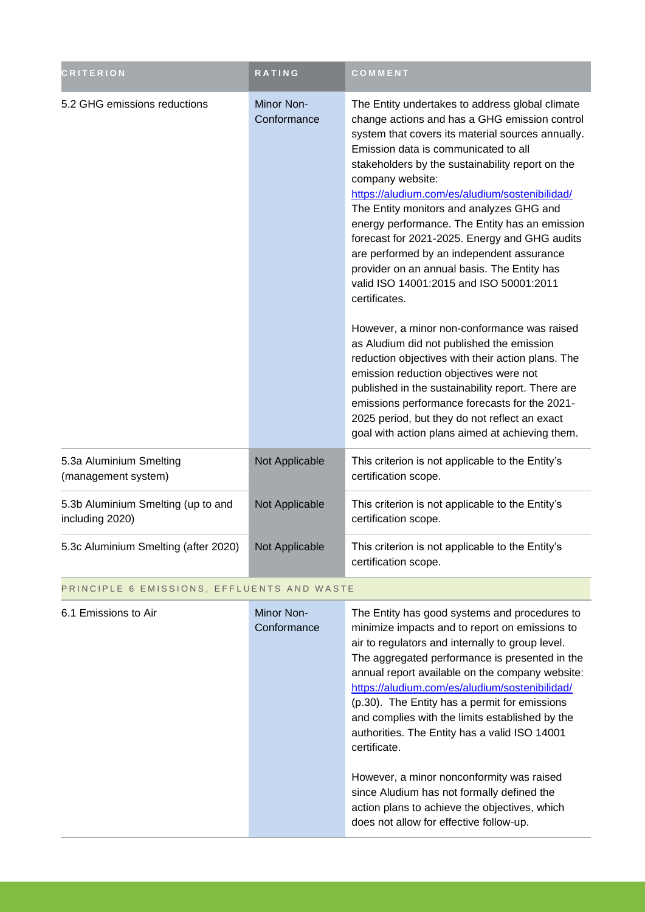| CRITERION | RATING | COMMENT |
|---|---|---|
| 5.2 GHG emissions reductions | Minor Non-Conformance | The Entity undertakes to address global climate change actions and has a GHG emission control system that covers its material sources annually. Emission data is communicated to all stakeholders by the sustainability report on the company website: https://aludium.com/es/aludium/sostenibilidad/ The Entity monitors and analyzes GHG and energy performance. The Entity has an emission forecast for 2021-2025. Energy and GHG audits are performed by an independent assurance provider on an annual basis. The Entity has valid ISO 14001:2015 and ISO 50001:2011 certificates.<br><br>However, a minor non-conformance was raised as Aludium did not published the emission reduction objectives with their action plans. The emission reduction objectives were not published in the sustainability report. There are emissions performance forecasts for the 2021-2025 period, but they do not reflect an exact goal with action plans aimed at achieving them. |
| 5.3a Aluminium Smelting (management system) | Not Applicable | This criterion is not applicable to the Entity's certification scope. |
| 5.3b Aluminium Smelting (up to and including 2020) | Not Applicable | This criterion is not applicable to the Entity's certification scope. |
| 5.3c Aluminium Smelting (after 2020) | Not Applicable | This criterion is not applicable to the Entity's certification scope. |
| PRINCIPLE 6 EMISSIONS, EFFLUENTS AND WASTE | | |
| 6.1 Emissions to Air | Minor Non-Conformance | The Entity has good systems and procedures to minimize impacts and to report on emissions to air to regulators and internally to group level. The aggregated performance is presented in the annual report available on the company website: https://aludium.com/es/aludium/sostenibilidad/ (p.30). The Entity has a permit for emissions and complies with the limits established by the authorities. The Entity has a valid ISO 14001 certificate.<br><br>However, a minor nonconformity was raised since Aludium has not formally defined the action plans to achieve the objectives, which does not allow for effective follow-up. |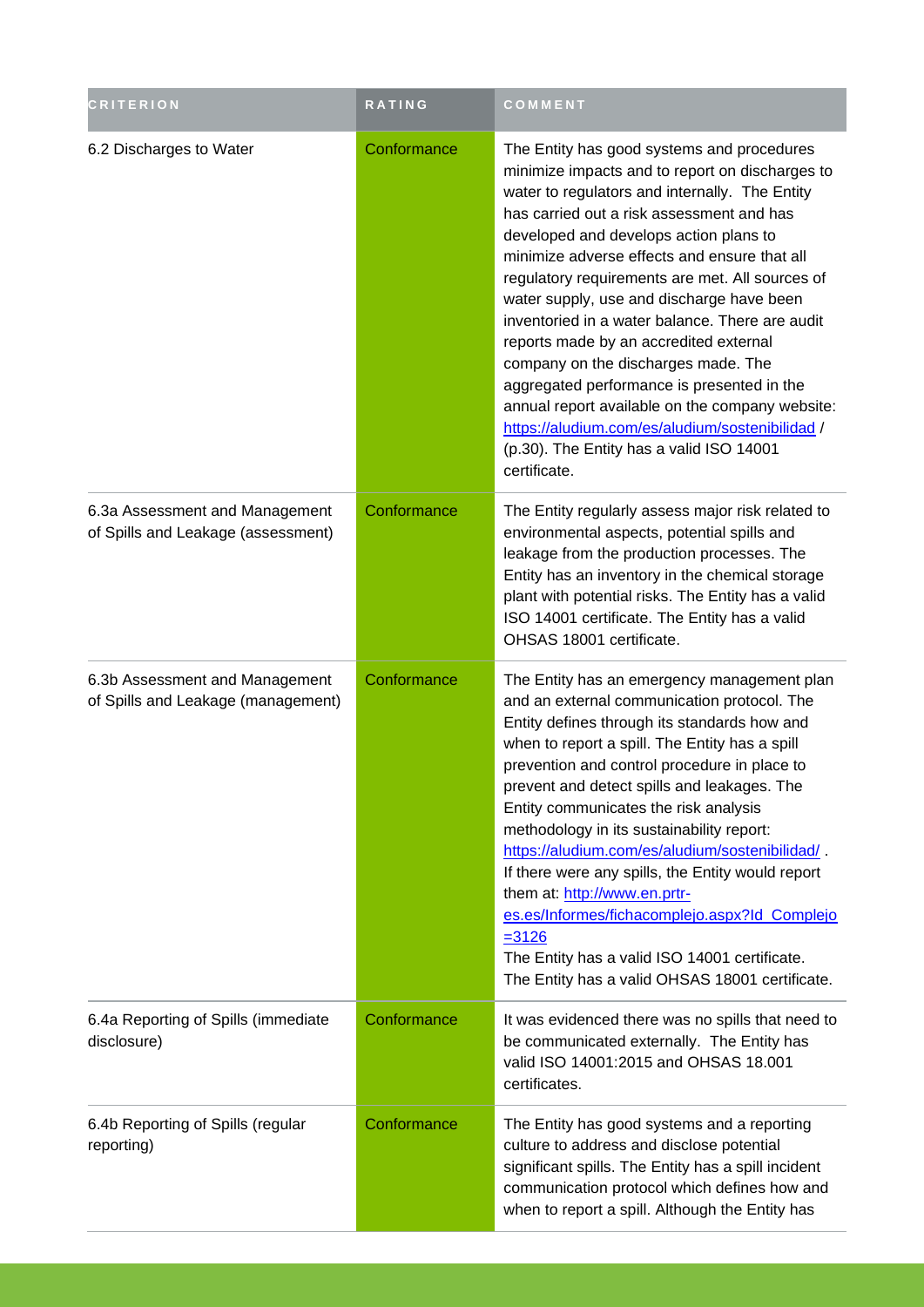| CRITERION | RATING | COMMENT |
| --- | --- | --- |
| 6.2 Discharges to Water | Conformance | The Entity has good systems and procedures minimize impacts and to report on discharges to water to regulators and internally. The Entity has carried out a risk assessment and has developed and develops action plans to minimize adverse effects and ensure that all regulatory requirements are met. All sources of water supply, use and discharge have been inventoried in a water balance. There are audit reports made by an accredited external company on the discharges made. The aggregated performance is presented in the annual report available on the company website: [https://aludium.com/es/aludium/sostenibilidad](https://aludium.com/es/aludium/sostenibilidad) / (p.30). The Entity has a valid ISO 14001 certificate. |
| 6.3a Assessment and Management of Spills and Leakage (assessment) | Conformance | The Entity regularly assess major risk related to environmental aspects, potential spills and leakage from the production processes. The Entity has an inventory in the chemical storage plant with potential risks. The Entity has a valid ISO 14001 certificate. The Entity has a valid OHSAS 18001 certificate. |
| 6.3b Assessment and Management of Spills and Leakage (management) | Conformance | The Entity has an emergency management plan and an external communication protocol. The Entity defines through its standards how and when to report a spill. The Entity has a spill prevention and control procedure in place to prevent and detect spills and leakages. The Entity communicates the risk analysis methodology in its sustainability report: [https://aludium.com/es/aludium/sostenibilidad/](https://aludium.com/es/aludium/sostenibilidad/) . If there were any spills, the Entity would report them at: [http://www.en.prtr-es.es/Informes/fichacomplejo.aspx?Id_Complejo=3126](http://www.en.prtr-es.es/Informes/fichacomplejo.aspx?Id_Complejo=3126) The Entity has a valid ISO 14001 certificate. The Entity has a valid OHSAS 18001 certificate. |
| 6.4a Reporting of Spills (immediate disclosure) | Conformance | It was evidenced there was no spills that need to be communicated externally. The Entity has valid ISO 14001:2015 and OHSAS 18.001 certificates. |
| 6.4b Reporting of Spills (regular reporting) | Conformance | The Entity has good systems and a reporting culture to address and disclose potential significant spills. The Entity has a spill incident communication protocol which defines how and when to report a spill. Although the Entity has |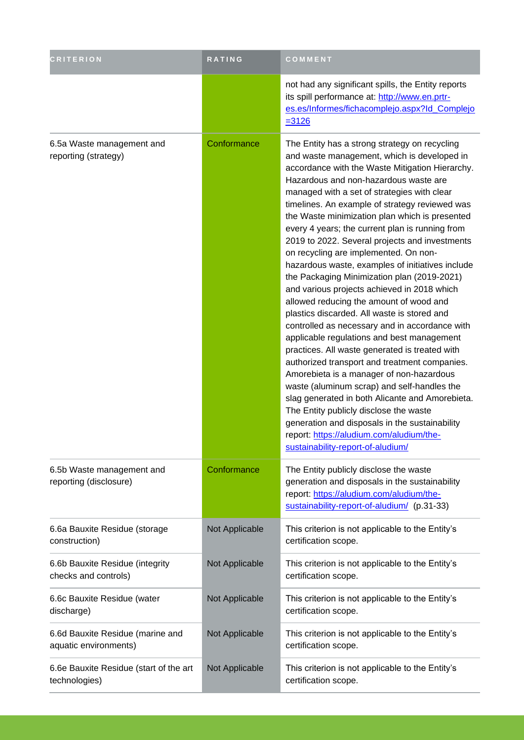| CRITERION | RATING | COMMENT |
|---|---|---|
| | | not had any significant spills, the Entity reports its spill performance at: [http://www.en.prtr-es.es/Informes/fichacomplejo.aspx?Id_Complejo=3126](http://www.en.prtr-es.es/Informes/fichacomplejo.aspx?Id_Complejo=3126) |
| 6.5a Waste management and reporting (strategy) | Conformance | The Entity has a strong strategy on recycling and waste management, which is developed in accordance with the Waste Mitigation Hierarchy. Hazardous and non-hazardous waste are managed with a set of strategies with clear timelines. An example of strategy reviewed was the Waste minimization plan which is presented every 4 years; the current plan is running from 2019 to 2022. Several projects and investments on recycling are implemented. On non-hazardous waste, examples of initiatives include the Packaging Minimization plan (2019-2021) and various projects achieved in 2018 which allowed reducing the amount of wood and plastics discarded. All waste is stored and controlled as necessary and in accordance with applicable regulations and best management practices. All waste generated is treated with authorized transport and treatment companies. Amorebieta is a manager of non-hazardous waste (aluminum scrap) and self-handles the slag generated in both Alicante and Amorebieta. The Entity publicly disclose the waste generation and disposals in the sustainability report: [https://aludium.com/aludium/the-sustainability-report-of-aludium/](https://aludium.com/aludium/the-sustainability-report-of-aludium/) |
| 6.5b Waste management and reporting (disclosure) | Conformance | The Entity publicly disclose the waste generation and disposals in the sustainability report: [https://aludium.com/aludium/the-sustainability-report-of-aludium/](https://aludium.com/aludium/the-sustainability-report-of-aludium/) (p.31-33) |
| 6.6a Bauxite Residue (storage construction) | Not Applicable | This criterion is not applicable to the Entity's certification scope. |
| 6.6b Bauxite Residue (integrity checks and controls) | Not Applicable | This criterion is not applicable to the Entity's certification scope. |
| 6.6c Bauxite Residue (water discharge) | Not Applicable | This criterion is not applicable to the Entity's certification scope. |
| 6.6d Bauxite Residue (marine and aquatic environments) | Not Applicable | This criterion is not applicable to the Entity's certification scope. |
| 6.6e Bauxite Residue (start of the art technologies) | Not Applicable | This criterion is not applicable to the Entity's certification scope. |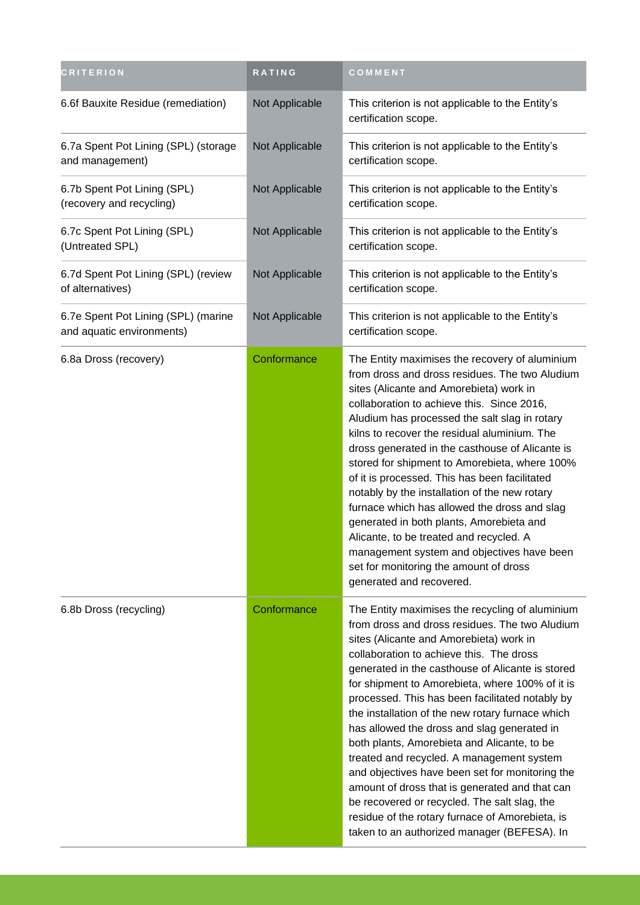| CRITERION | RATING | COMMENT |
|---|---|---|
| 6.6f Bauxite Residue (remediation) | Not Applicable | This criterion is not applicable to the Entity's certification scope. |
| 6.7a Spent Pot Lining (SPL) (storage and management) | Not Applicable | This criterion is not applicable to the Entity's certification scope. |
| 6.7b Spent Pot Lining (SPL) (recovery and recycling) | Not Applicable | This criterion is not applicable to the Entity's certification scope. |
| 6.7c Spent Pot Lining (SPL) (Untreated SPL) | Not Applicable | This criterion is not applicable to the Entity's certification scope. |
| 6.7d Spent Pot Lining (SPL) (review of alternatives) | Not Applicable | This criterion is not applicable to the Entity's certification scope. |
| 6.7e Spent Pot Lining (SPL) (marine and aquatic environments) | Not Applicable | This criterion is not applicable to the Entity's certification scope. |
| 6.8a Dross (recovery) | Conformance | The Entity maximises the recovery of aluminium from dross and dross residues. The two Aludium sites (Alicante and Amorebieta) work in collaboration to achieve this. Since 2016, Aludium has processed the salt slag in rotary kilns to recover the residual aluminium. The dross generated in the casthouse of Alicante is stored for shipment to Amorebieta, where 100% of it is processed. This has been facilitated notably by the installation of the new rotary furnace which has allowed the dross and slag generated in both plants, Amorebieta and Alicante, to be treated and recycled. A management system and objectives have been set for monitoring the amount of dross generated and recovered. |
| 6.8b Dross (recycling) | Conformance | The Entity maximises the recycling of aluminium from dross and dross residues. The two Aludium sites (Alicante and Amorebieta) work in collaboration to achieve this. The dross generated in the casthouse of Alicante is stored for shipment to Amorebieta, where 100% of it is processed. This has been facilitated notably by the installation of the new rotary furnace which has allowed the dross and slag generated in both plants, Amorebieta and Alicante, to be treated and recycled. A management system and objectives have been set for monitoring the amount of dross that is generated and that can be recovered or recycled. The salt slag, the residue of the rotary furnace of Amorebieta, is taken to an authorized manager (BEFESA). In |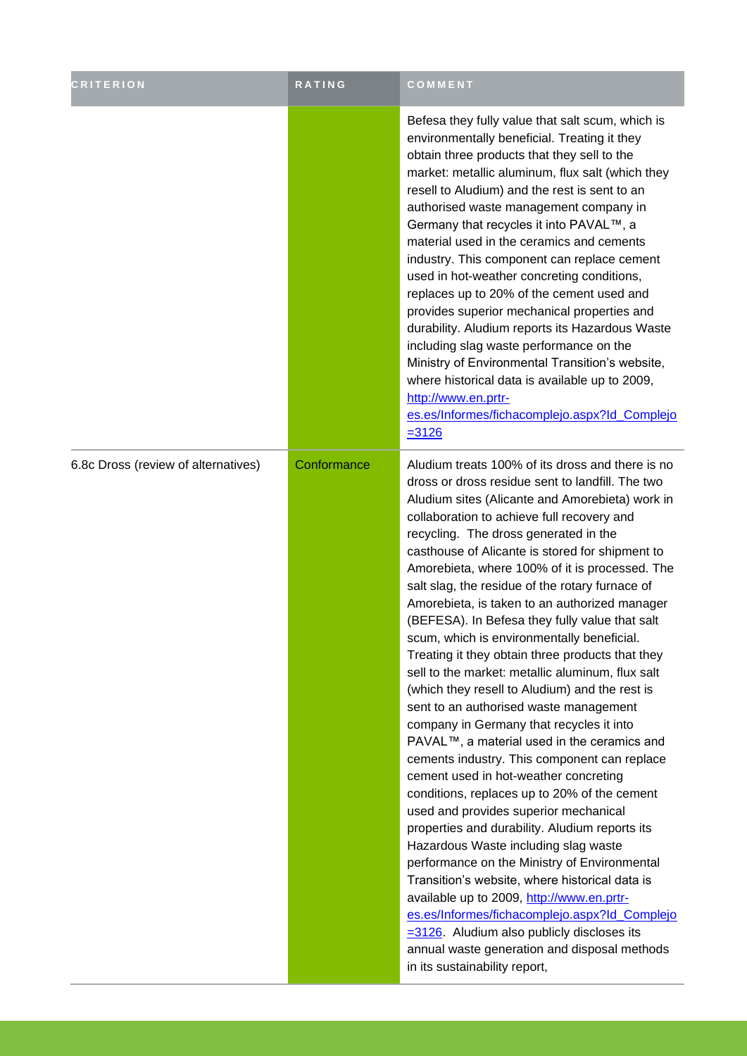| CRITERION | RATING | COMMENT |
| --- | --- | --- |
| | | Befesa they fully value that salt scum, which is environmentally beneficial. Treating it they obtain three products that they sell to the market: metallic aluminum, flux salt (which they resell to Aludium) and the rest is sent to an authorised waste management company in Germany that recycles it into PAVAL™, a material used in the ceramics and cements industry. This component can replace cement used in hot-weather concreting conditions, replaces up to 20% of the cement used and provides superior mechanical properties and durability. Aludium reports its Hazardous Waste including slag waste performance on the Ministry of Environmental Transition's website, where historical data is available up to 2009, [http://www.en.prtr-es.es/Informes/fichacomplejo.aspx?Id_Complejo=3126](http://www.en.prtr-es.es/Informes/fichacomplejo.aspx?Id_Complejo=3126) |
| 6.8c Dross (review of alternatives) | Conformance | Aludium treats 100% of its dross and there is no dross or dross residue sent to landfill. The two Aludium sites (Alicante and Amorebieta) work in collaboration to achieve full recovery and recycling. The dross generated in the casthouse of Alicante is stored for shipment to Amorebieta, where 100% of it is processed. The salt slag, the residue of the rotary furnace of Amorebieta, is taken to an authorized manager (BEFESA). In Befesa they fully value that salt scum, which is environmentally beneficial. Treating it they obtain three products that they sell to the market: metallic aluminum, flux salt (which they resell to Aludium) and the rest is sent to an authorised waste management company in Germany that recycles it into PAVAL™, a material used in the ceramics and cements industry. This component can replace cement used in hot-weather concreting conditions, replaces up to 20% of the cement used and provides superior mechanical properties and durability. Aludium reports its Hazardous Waste including slag waste performance on the Ministry of Environmental Transition's website, where historical data is available up to 2009, [http://www.en.prtr-es.es/Informes/fichacomplejo.aspx?Id_Complejo=3126](http://www.en.prtr-es.es/Informes/fichacomplejo.aspx?Id_Complejo=3126). Aludium also publicly discloses its annual waste generation and disposal methods in its sustainability report, |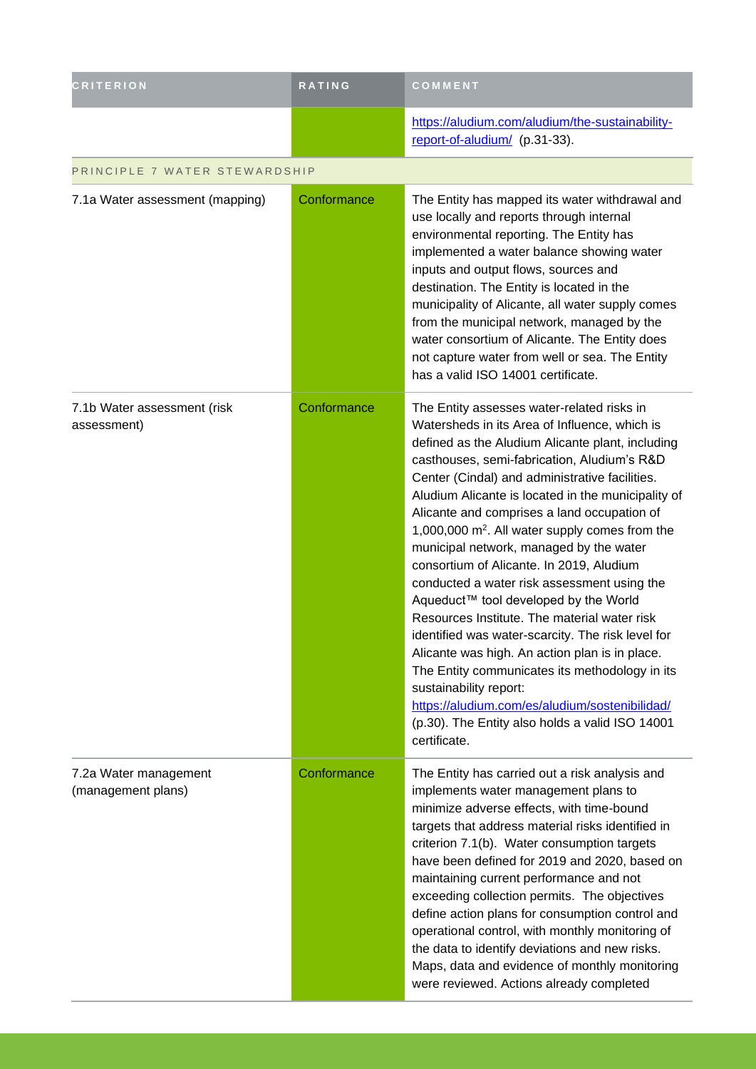| CRITERION | RATING | COMMENT |
|---|---|---|
| | | https://aludium.com/aludium/the-sustainability-report-of-aludium/ (p.31-33). |
| PRINCIPLE 7 WATER STEWARDSHIP | | |
| 7.1a Water assessment (mapping) | Conformance | The Entity has mapped its water withdrawal and use locally and reports through internal environmental reporting. The Entity has implemented a water balance showing water inputs and output flows, sources and destination. The Entity is located in the municipality of Alicante, all water supply comes from the municipal network, managed by the water consortium of Alicante. The Entity does not capture water from well or sea. The Entity has a valid ISO 14001 certificate. |
| 7.1b Water assessment (risk assessment) | Conformance | The Entity assesses water-related risks in Watersheds in its Area of Influence, which is defined as the Aludium Alicante plant, including casthouses, semi-fabrication, Aludium's R&D Center (Cindal) and administrative facilities. Aludium Alicante is located in the municipality of Alicante and comprises a land occupation of 1,000,000 m$^2$. All water supply comes from the municipal network, managed by the water consortium of Alicante. In 2019, Aludium conducted a water risk assessment using the Aqueduct™ tool developed by the World Resources Institute. The material water risk identified was water-scarcity. The risk level for Alicante was high. An action plan is in place. The Entity communicates its methodology in its sustainability report: https://aludium.com/es/aludium/sostenibilidad/ (p.30). The Entity also holds a valid ISO 14001 certificate. |
| 7.2a Water management (management plans) | Conformance | The Entity has carried out a risk analysis and implements water management plans to minimize adverse effects, with time-bound targets that address material risks identified in criterion 7.1(b). Water consumption targets have been defined for 2019 and 2020, based on maintaining current performance and not exceeding collection permits. The objectives define action plans for consumption control and operational control, with monthly monitoring of the data to identify deviations and new risks. Maps, data and evidence of monthly monitoring were reviewed. Actions already completed |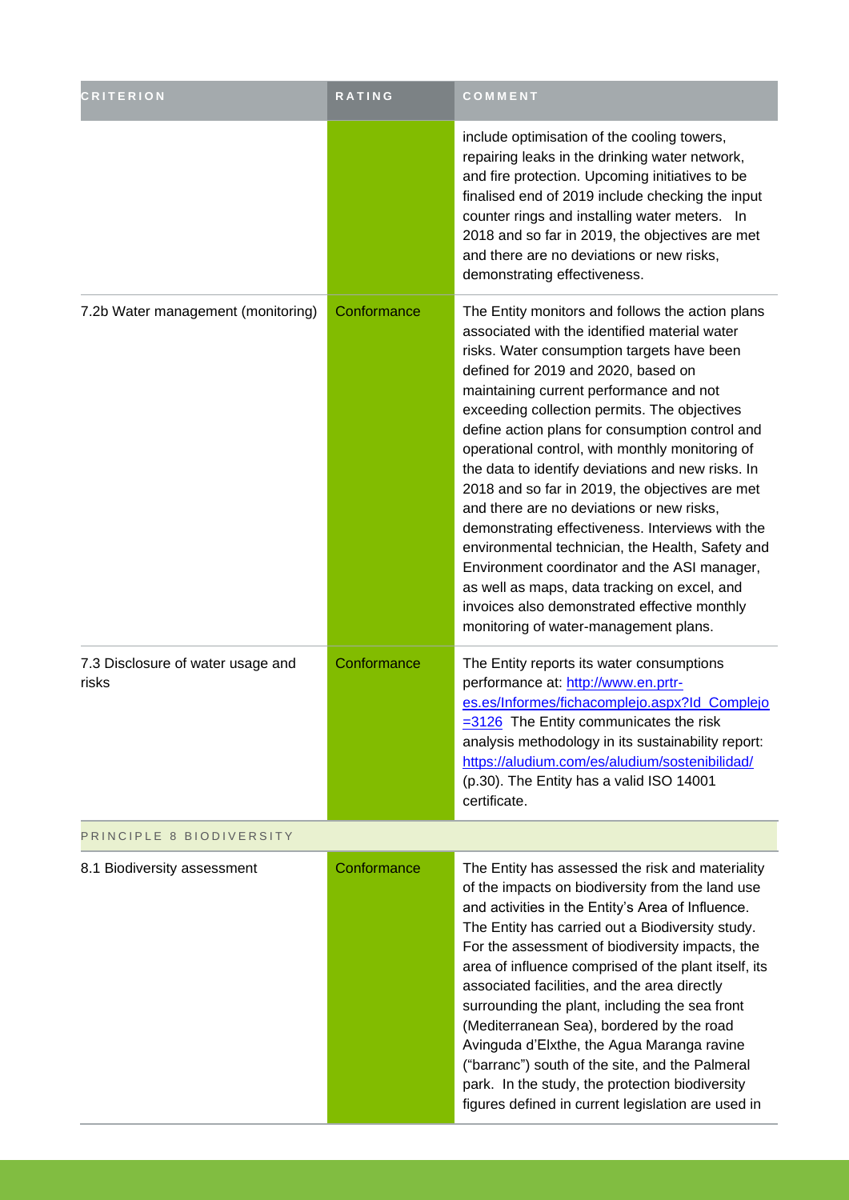| CRITERION | RATING | COMMENT |
|---|---|---|
| | | include optimisation of the cooling towers, repairing leaks in the drinking water network, and fire protection. Upcoming initiatives to be finalised end of 2019 include checking the input counter rings and installing water meters. In 2018 and so far in 2019, the objectives are met and there are no deviations or new risks, demonstrating effectiveness. |
| 7.2b Water management (monitoring) | Conformance | The Entity monitors and follows the action plans associated with the identified material water risks. Water consumption targets have been defined for 2019 and 2020, based on maintaining current performance and not exceeding collection permits. The objectives define action plans for consumption control and operational control, with monthly monitoring of the data to identify deviations and new risks. In 2018 and so far in 2019, the objectives are met and there are no deviations or new risks, demonstrating effectiveness. Interviews with the environmental technician, the Health, Safety and Environment coordinator and the ASI manager, as well as maps, data tracking on excel, and invoices also demonstrated effective monthly monitoring of water-management plans. |
| 7.3 Disclosure of water usage and risks | Conformance | The Entity reports its water consumptions performance at: http://www.en.prtr-es.es/Informes/fichacomplejo.aspx?Id_Complejo=3126 The Entity communicates the risk analysis methodology in its sustainability report: https://aludium.com/es/aludium/sostenibilidad/ (p.30). The Entity has a valid ISO 14001 certificate. |
| PRINCIPLE 8 BIODIVERSITY | | |
| 8.1 Biodiversity assessment | Conformance | The Entity has assessed the risk and materiality of the impacts on biodiversity from the land use and activities in the Entity's Area of Influence. The Entity has carried out a Biodiversity study. For the assessment of biodiversity impacts, the area of influence comprised of the plant itself, its associated facilities, and the area directly surrounding the plant, including the sea front (Mediterranean Sea), bordered by the road Avinguda d'Elxthe, the Agua Maranga ravine ("barranc") south of the site, and the Palmeral park. In the study, the protection biodiversity figures defined in current legislation are used in |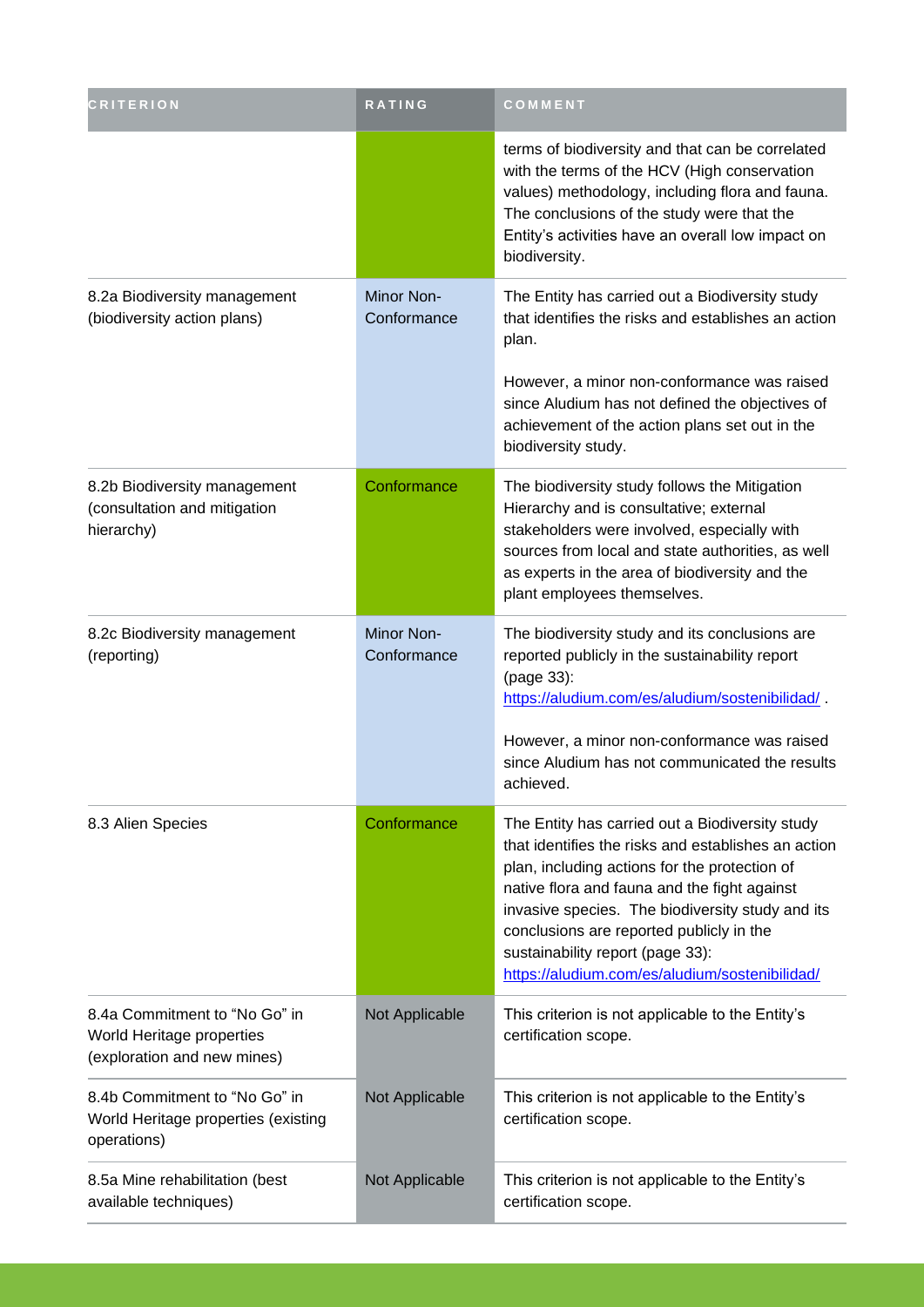| CRITERION | RATING | COMMENT |
| --- | --- | --- |
| | | terms of biodiversity and that can be correlated with the terms of the HCV (High conservation values) methodology, including flora and fauna. The conclusions of the study were that the Entity's activities have an overall low impact on biodiversity. |
| 8.2a Biodiversity management (biodiversity action plans) | Minor Non-Conformance | The Entity has carried out a Biodiversity study that identifies the risks and establishes an action plan.<br><br>However, a minor non-conformance was raised since Aludium has not defined the objectives of achievement of the action plans set out in the biodiversity study. |
| 8.2b Biodiversity management (consultation and mitigation hierarchy) | Conformance | The biodiversity study follows the Mitigation Hierarchy and is consultative; external stakeholders were involved, especially with sources from local and state authorities, as well as experts in the area of biodiversity and the plant employees themselves. |
| 8.2c Biodiversity management (reporting) | Minor Non-Conformance | The biodiversity study and its conclusions are reported publicly in the sustainability report (page 33): https://aludium.com/es/aludium/sostenibilidad/ .<br><br>However, a minor non-conformance was raised since Aludium has not communicated the results achieved. |
| 8.3 Alien Species | Conformance | The Entity has carried out a Biodiversity study that identifies the risks and establishes an action plan, including actions for the protection of native flora and fauna and the fight against invasive species. The biodiversity study and its conclusions are reported publicly in the sustainability report (page 33): https://aludium.com/es/aludium/sostenibilidad/ |
| 8.4a Commitment to "No Go" in World Heritage properties (exploration and new mines) | Not Applicable | This criterion is not applicable to the Entity's certification scope. |
| 8.4b Commitment to "No Go" in World Heritage properties (existing operations) | Not Applicable | This criterion is not applicable to the Entity's certification scope. |
| 8.5a Mine rehabilitation (best available techniques) | Not Applicable | This criterion is not applicable to the Entity's certification scope. |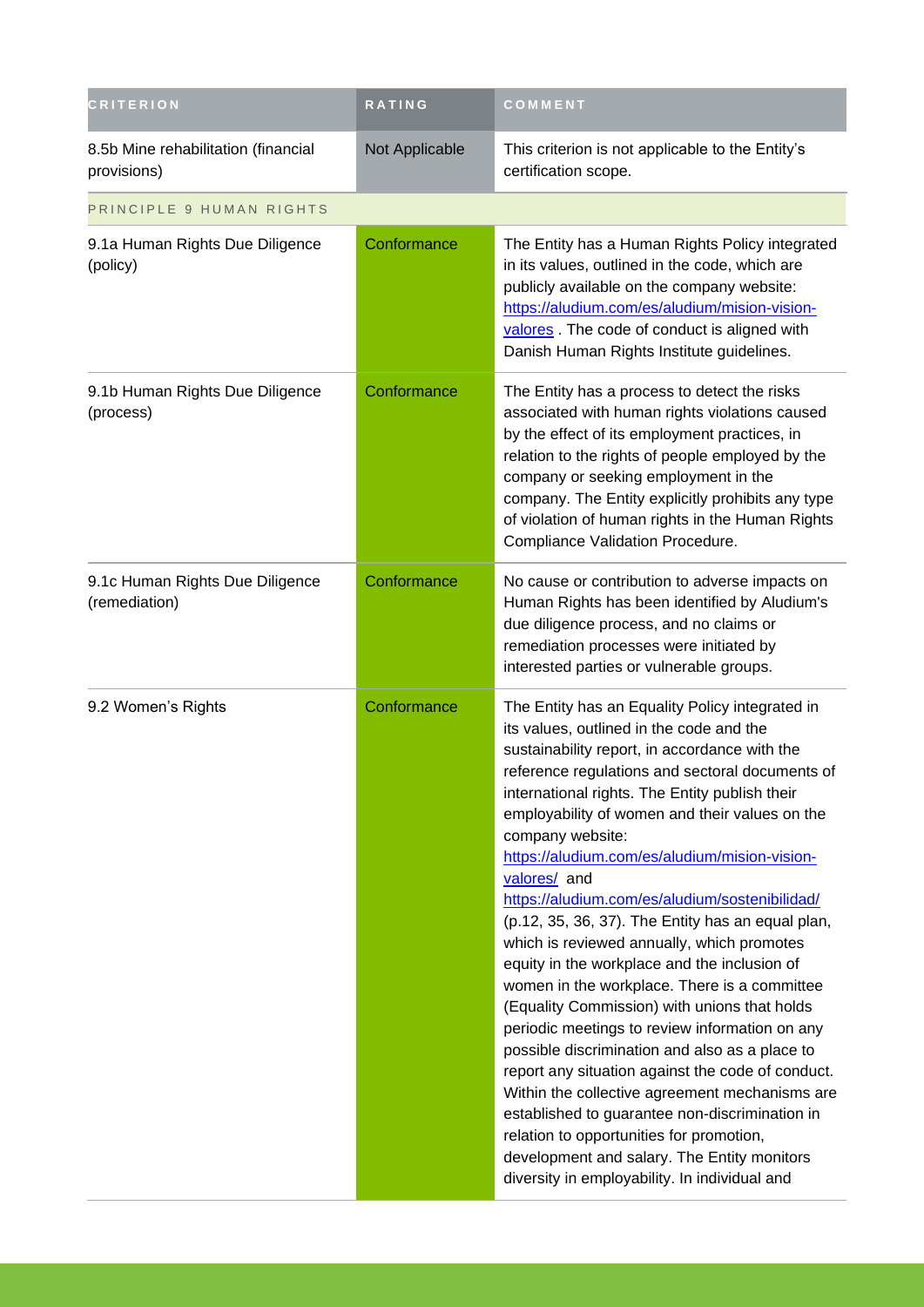| CRITERION | RATING | COMMENT |
| --- | --- | --- |
| 8.5b Mine rehabilitation (financial provisions) | Not Applicable | This criterion is not applicable to the Entity's certification scope. |
| PRINCIPLE 9 HUMAN RIGHTS | | |
| 9.1a Human Rights Due Diligence (policy) | Conformance | The Entity has a Human Rights Policy integrated in its values, outlined in the code, which are publicly available on the company website: https://aludium.com/es/aludium/mision-vision-valores . The code of conduct is aligned with Danish Human Rights Institute guidelines. |
| 9.1b Human Rights Due Diligence (process) | Conformance | The Entity has a process to detect the risks associated with human rights violations caused by the effect of its employment practices, in relation to the rights of people employed by the company or seeking employment in the company. The Entity explicitly prohibits any type of violation of human rights in the Human Rights Compliance Validation Procedure. |
| 9.1c Human Rights Due Diligence (remediation) | Conformance | No cause or contribution to adverse impacts on Human Rights has been identified by Aludium's due diligence process, and no claims or remediation processes were initiated by interested parties or vulnerable groups. |
| 9.2 Women's Rights | Conformance | The Entity has an Equality Policy integrated in its values, outlined in the code and the sustainability report, in accordance with the reference regulations and sectoral documents of international rights. The Entity publish their employability of women and their values on the company website: https://aludium.com/es/aludium/mision-vision-valores/ and https://aludium.com/es/aludium/sostenibilidad/ (p.12, 35, 36, 37). The Entity has an equal plan, which is reviewed annually, which promotes equity in the workplace and the inclusion of women in the workplace. There is a committee (Equality Commission) with unions that holds periodic meetings to review information on any possible discrimination and also as a place to report any situation against the code of conduct. Within the collective agreement mechanisms are established to guarantee non-discrimination in relation to opportunities for promotion, development and salary. The Entity monitors diversity in employability. In individual and |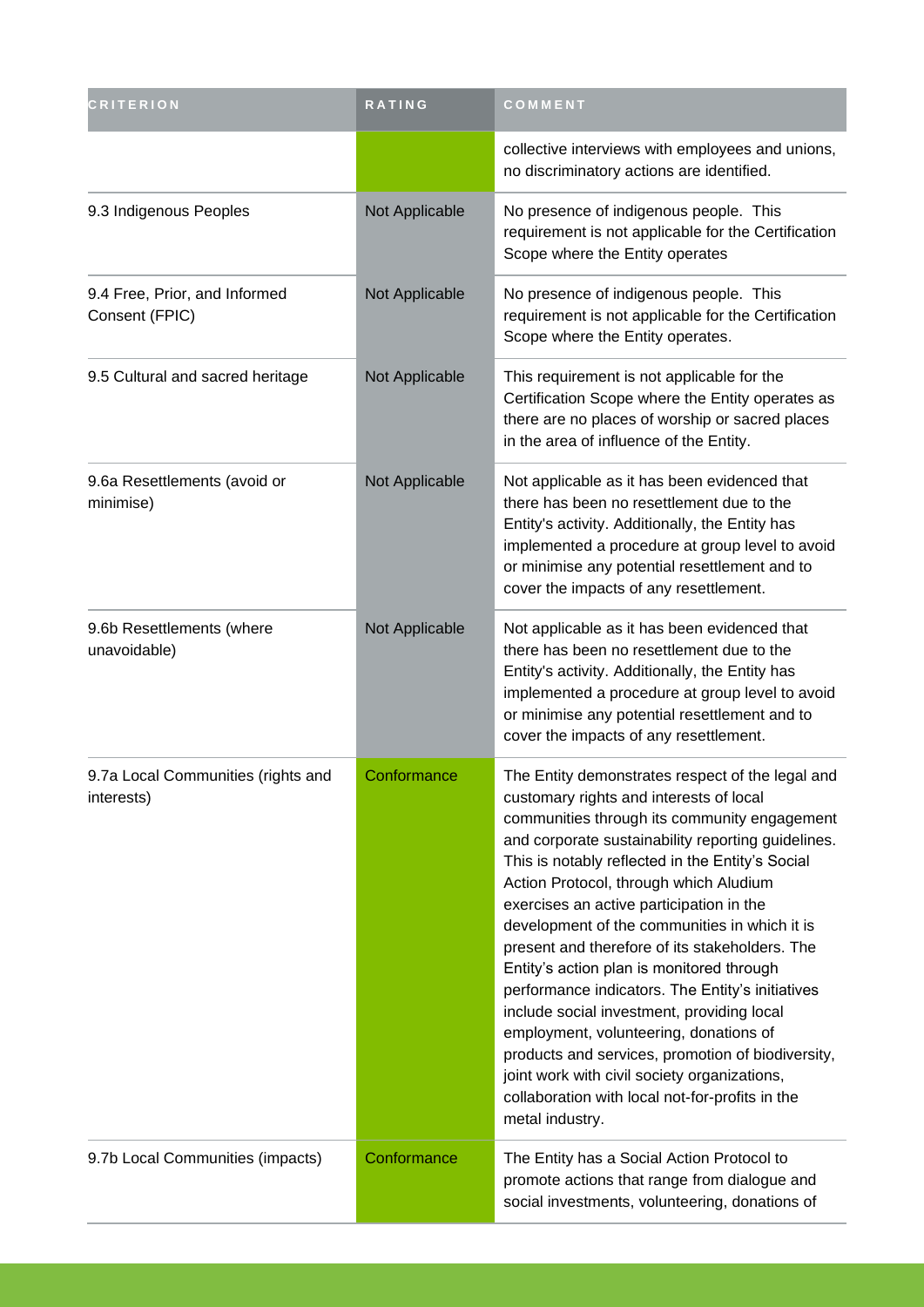| CRITERION | RATING | COMMENT |
|---|---|---|
| | | collective interviews with employees and unions, no discriminatory actions are identified. |
| 9.3 Indigenous Peoples | Not Applicable | No presence of indigenous people. This requirement is not applicable for the Certification Scope where the Entity operates |
| 9.4 Free, Prior, and Informed Consent (FPIC) | Not Applicable | No presence of indigenous people. This requirement is not applicable for the Certification Scope where the Entity operates. |
| 9.5 Cultural and sacred heritage | Not Applicable | This requirement is not applicable for the Certification Scope where the Entity operates as there are no places of worship or sacred places in the area of influence of the Entity. |
| 9.6a Resettlements (avoid or minimise) | Not Applicable | Not applicable as it has been evidenced that there has been no resettlement due to the Entity's activity. Additionally, the Entity has implemented a procedure at group level to avoid or minimise any potential resettlement and to cover the impacts of any resettlement. |
| 9.6b Resettlements (where unavoidable) | Not Applicable | Not applicable as it has been evidenced that there has been no resettlement due to the Entity's activity. Additionally, the Entity has implemented a procedure at group level to avoid or minimise any potential resettlement and to cover the impacts of any resettlement. |
| 9.7a Local Communities (rights and interests) | Conformance | The Entity demonstrates respect of the legal and customary rights and interests of local communities through its community engagement and corporate sustainability reporting guidelines. This is notably reflected in the Entity's Social Action Protocol, through which Aludium exercises an active participation in the development of the communities in which it is present and therefore of its stakeholders. The Entity's action plan is monitored through performance indicators. The Entity's initiatives include social investment, providing local employment, volunteering, donations of products and services, promotion of biodiversity, joint work with civil society organizations, collaboration with local not-for-profits in the metal industry. |
| 9.7b Local Communities (impacts) | Conformance | The Entity has a Social Action Protocol to promote actions that range from dialogue and social investments, volunteering, donations of |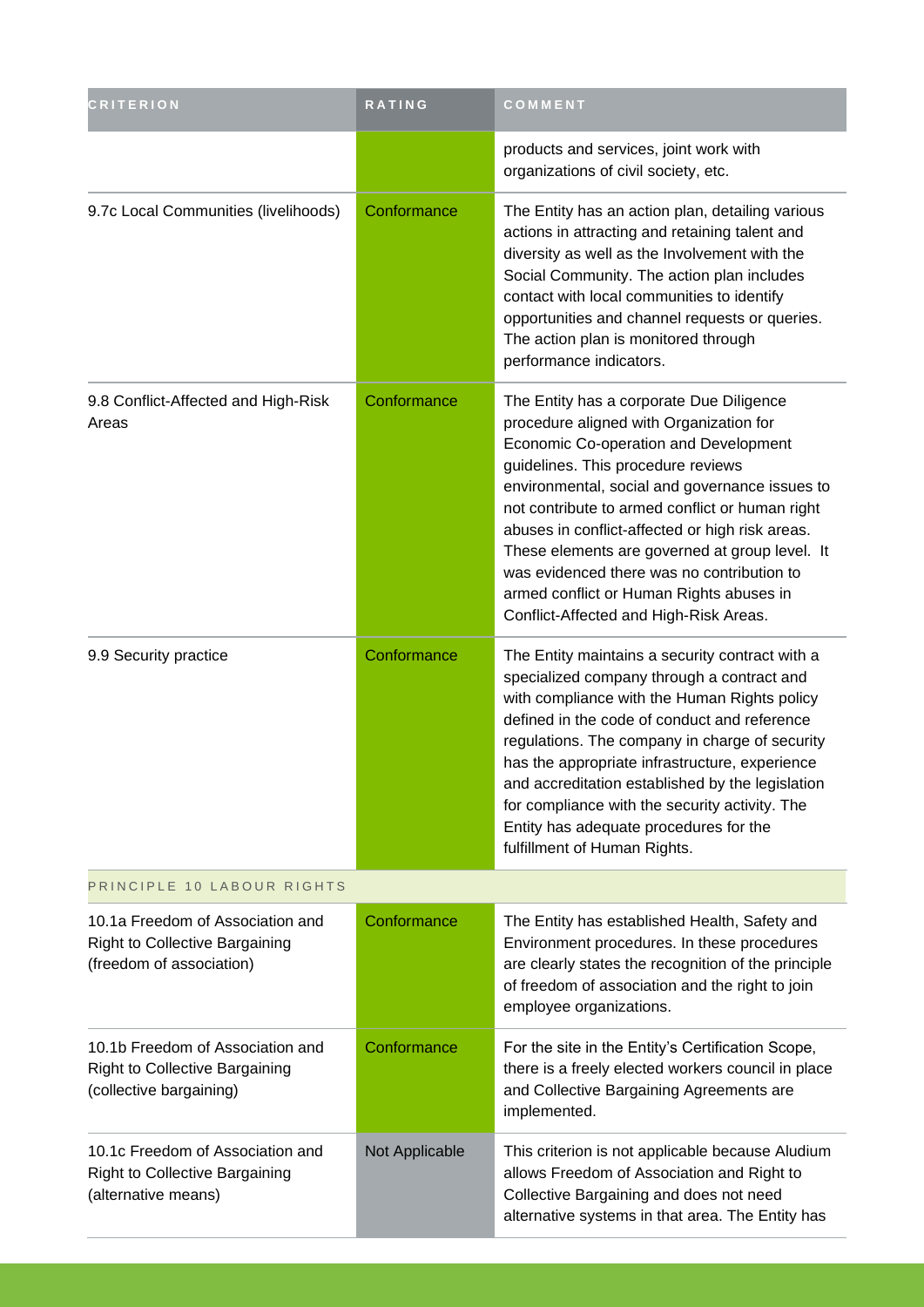| CRITERION | RATING | COMMENT |
|---|---|---|
| | | products and services, joint work with organizations of civil society, etc. |
| 9.7c Local Communities (livelihoods) | Conformance | The Entity has an action plan, detailing various actions in attracting and retaining talent and diversity as well as the Involvement with the Social Community. The action plan includes contact with local communities to identify opportunities and channel requests or queries. The action plan is monitored through performance indicators. |
| 9.8 Conflict-Affected and High-Risk Areas | Conformance | The Entity has a corporate Due Diligence procedure aligned with Organization for Economic Co-operation and Development guidelines. This procedure reviews environmental, social and governance issues to not contribute to armed conflict or human right abuses in conflict-affected or high risk areas. These elements are governed at group level. It was evidenced there was no contribution to armed conflict or Human Rights abuses in Conflict-Affected and High-Risk Areas. |
| 9.9 Security practice | Conformance | The Entity maintains a security contract with a specialized company through a contract and with compliance with the Human Rights policy defined in the code of conduct and reference regulations. The company in charge of security has the appropriate infrastructure, experience and accreditation established by the legislation for compliance with the security activity. The Entity has adequate procedures for the fulfillment of Human Rights. |
| PRINCIPLE 10 LABOUR RIGHTS | | |
| 10.1a Freedom of Association and Right to Collective Bargaining (freedom of association) | Conformance | The Entity has established Health, Safety and Environment procedures. In these procedures are clearly states the recognition of the principle of freedom of association and the right to join employee organizations. |
| 10.1b Freedom of Association and Right to Collective Bargaining (collective bargaining) | Conformance | For the site in the Entity's Certification Scope, there is a freely elected workers council in place and Collective Bargaining Agreements are implemented. |
| 10.1c Freedom of Association and Right to Collective Bargaining (alternative means) | Not Applicable | This criterion is not applicable because Aludium allows Freedom of Association and Right to Collective Bargaining and does not need alternative systems in that area. The Entity has |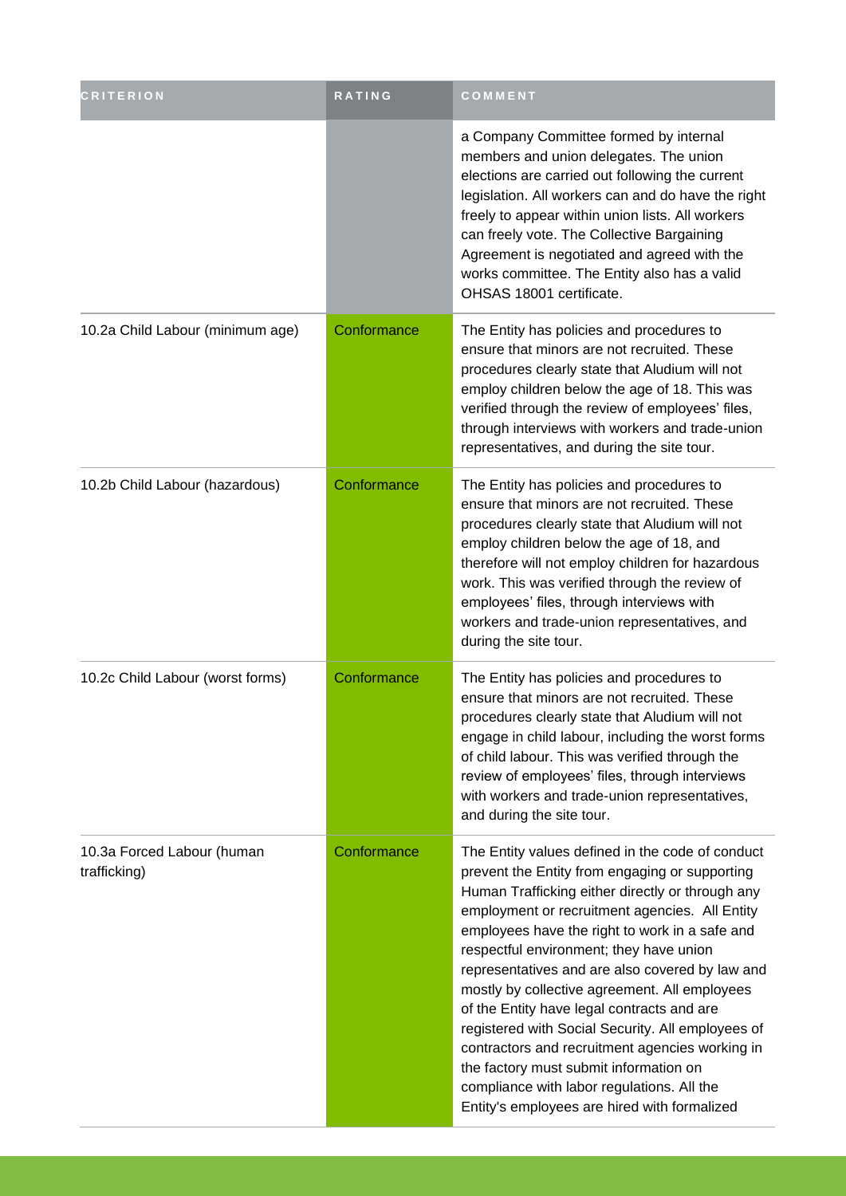| CRITERION | RATING | COMMENT |
|---|---|---|
| | | a Company Committee formed by internal members and union delegates. The union elections are carried out following the current legislation. All workers can and do have the right freely to appear within union lists. All workers can freely vote. The Collective Bargaining Agreement is negotiated and agreed with the works committee. The Entity also has a valid OHSAS 18001 certificate. |
| 10.2a Child Labour (minimum age) | Conformance | The Entity has policies and procedures to ensure that minors are not recruited. These procedures clearly state that Aludium will not employ children below the age of 18. This was verified through the review of employees' files, through interviews with workers and trade-union representatives, and during the site tour. |
| 10.2b Child Labour (hazardous) | Conformance | The Entity has policies and procedures to ensure that minors are not recruited. These procedures clearly state that Aludium will not employ children below the age of 18, and therefore will not employ children for hazardous work. This was verified through the review of employees' files, through interviews with workers and trade-union representatives, and during the site tour. |
| 10.2c Child Labour (worst forms) | Conformance | The Entity has policies and procedures to ensure that minors are not recruited. These procedures clearly state that Aludium will not engage in child labour, including the worst forms of child labour. This was verified through the review of employees' files, through interviews with workers and trade-union representatives, and during the site tour. |
| 10.3a Forced Labour (human trafficking) | Conformance | The Entity values defined in the code of conduct prevent the Entity from engaging or supporting Human Trafficking either directly or through any employment or recruitment agencies. All Entity employees have the right to work in a safe and respectful environment; they have union representatives and are also covered by law and mostly by collective agreement. All employees of the Entity have legal contracts and are registered with Social Security. All employees of contractors and recruitment agencies working in the factory must submit information on compliance with labor regulations. All the Entity's employees are hired with formalized |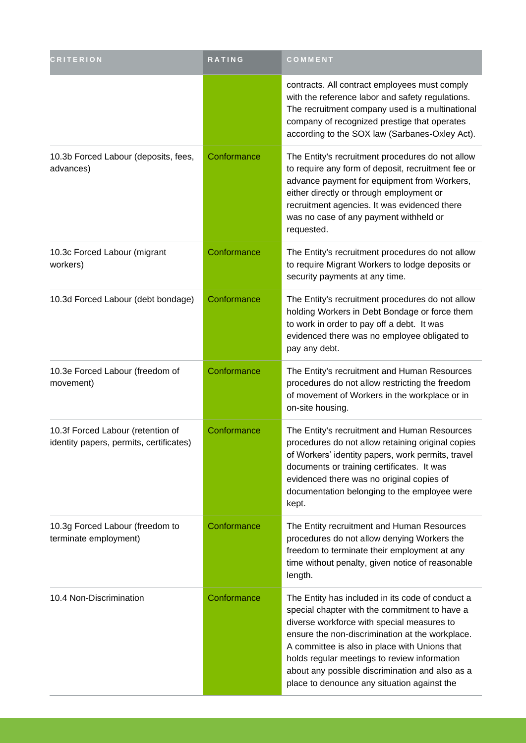| CRITERION | RATING | COMMENT |
| --- | --- | --- |
| | | contracts. All contract employees must comply with the reference labor and safety regulations. The recruitment company used is a multinational company of recognized prestige that operates according to the SOX law (Sarbanes-Oxley Act). |
| 10.3b Forced Labour (deposits, fees, advances) | Conformance | The Entity's recruitment procedures do not allow to require any form of deposit, recruitment fee or advance payment for equipment from Workers, either directly or through employment or recruitment agencies. It was evidenced there was no case of any payment withheld or requested. |
| 10.3c Forced Labour (migrant workers) | Conformance | The Entity's recruitment procedures do not allow to require Migrant Workers to lodge deposits or security payments at any time. |
| 10.3d Forced Labour (debt bondage) | Conformance | The Entity's recruitment procedures do not allow holding Workers in Debt Bondage or force them to work in order to pay off a debt. It was evidenced there was no employee obligated to pay any debt. |
| 10.3e Forced Labour (freedom of movement) | Conformance | The Entity's recruitment and Human Resources procedures do not allow restricting the freedom of movement of Workers in the workplace or in on-site housing. |
| 10.3f Forced Labour (retention of identity papers, permits, certificates) | Conformance | The Entity's recruitment and Human Resources procedures do not allow retaining original copies of Workers' identity papers, work permits, travel documents or training certificates. It was evidenced there was no original copies of documentation belonging to the employee were kept. |
| 10.3g Forced Labour (freedom to terminate employment) | Conformance | The Entity recruitment and Human Resources procedures do not allow denying Workers the freedom to terminate their employment at any time without penalty, given notice of reasonable length. |
| 10.4 Non-Discrimination | Conformance | The Entity has included in its code of conduct a special chapter with the commitment to have a diverse workforce with special measures to ensure the non-discrimination at the workplace. A committee is also in place with Unions that holds regular meetings to review information about any possible discrimination and also as a place to denounce any situation against the |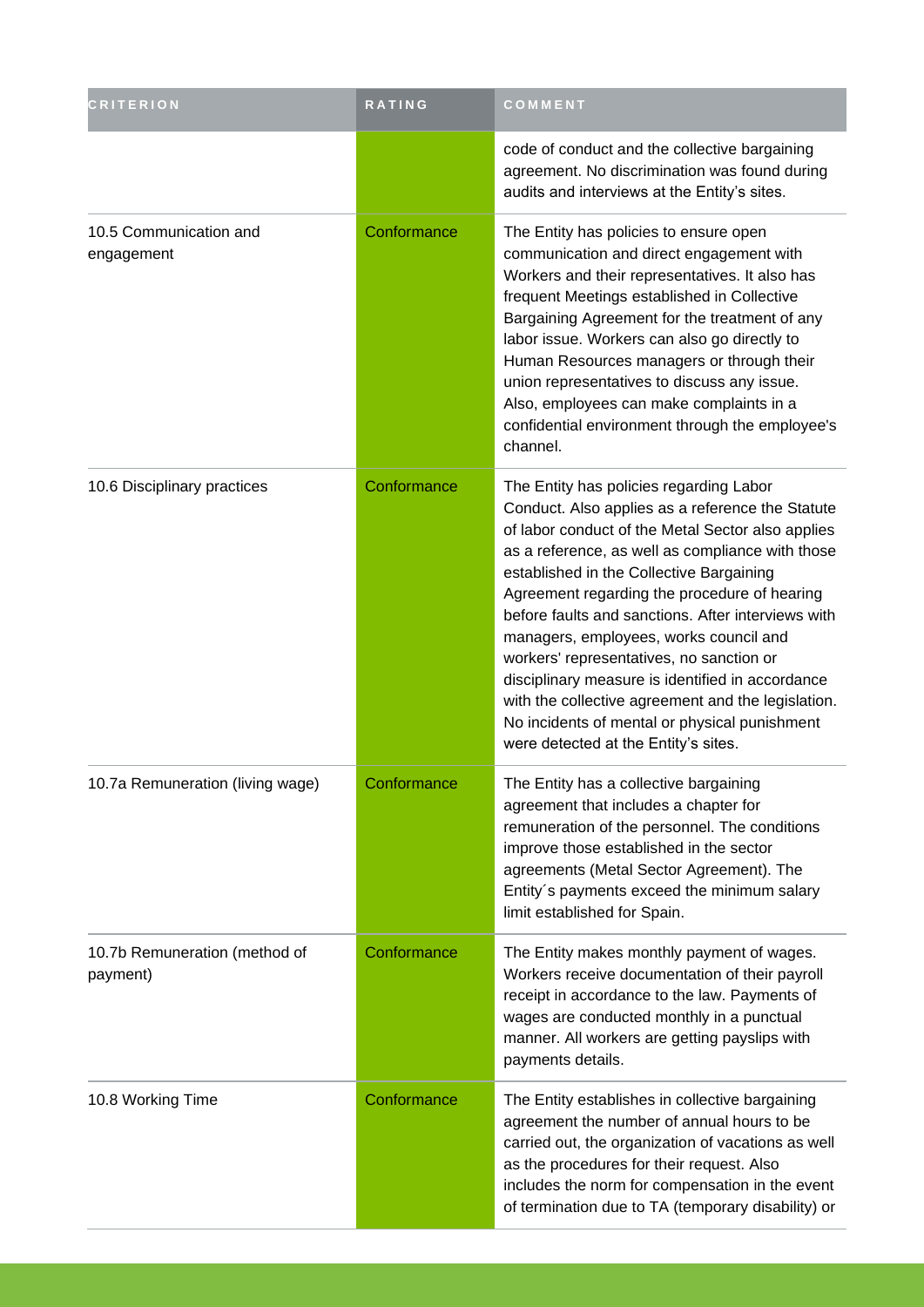| CRITERION | RATING | COMMENT |
| --- | --- | --- |
| | | code of conduct and the collective bargaining agreement. No discrimination was found during audits and interviews at the Entity's sites. |
| 10.5 Communication and engagement | Conformance | The Entity has policies to ensure open communication and direct engagement with Workers and their representatives. It also has frequent Meetings established in Collective Bargaining Agreement for the treatment of any labor issue. Workers can also go directly to Human Resources managers or through their union representatives to discuss any issue. Also, employees can make complaints in a confidential environment through the employee's channel. |
| 10.6 Disciplinary practices | Conformance | The Entity has policies regarding Labor Conduct. Also applies as a reference the Statute of labor conduct of the Metal Sector also applies as a reference, as well as compliance with those established in the Collective Bargaining Agreement regarding the procedure of hearing before faults and sanctions. After interviews with managers, employees, works council and workers' representatives, no sanction or disciplinary measure is identified in accordance with the collective agreement and the legislation. No incidents of mental or physical punishment were detected at the Entity's sites. |
| 10.7a Remuneration (living wage) | Conformance | The Entity has a collective bargaining agreement that includes a chapter for remuneration of the personnel. The conditions improve those established in the sector agreements (Metal Sector Agreement). The Entity´s payments exceed the minimum salary limit established for Spain. |
| 10.7b Remuneration (method of payment) | Conformance | The Entity makes monthly payment of wages. Workers receive documentation of their payroll receipt in accordance to the law. Payments of wages are conducted monthly in a punctual manner. All workers are getting payslips with payments details. |
| 10.8 Working Time | Conformance | The Entity establishes in collective bargaining agreement the number of annual hours to be carried out, the organization of vacations as well as the procedures for their request. Also includes the norm for compensation in the event of termination due to TA (temporary disability) or |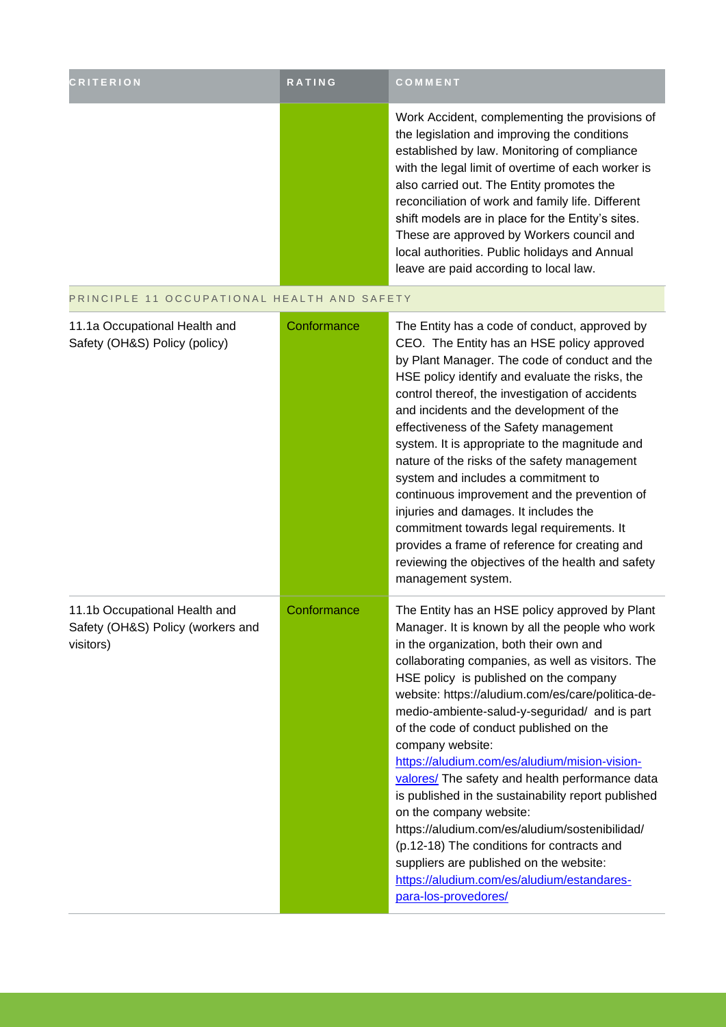| CRITERION | RATING | COMMENT |
| --- | --- | --- |
| | | Work Accident, complementing the provisions of the legislation and improving the conditions established by law. Monitoring of compliance with the legal limit of overtime of each worker is also carried out. The Entity promotes the reconciliation of work and family life. Different shift models are in place for the Entity's sites. These are approved by Workers council and local authorities. Public holidays and Annual leave are paid according to local law. |
| PRINCIPLE 11 OCCUPATIONAL HEALTH AND SAFETY | | |
| 11.1a Occupational Health and Safety (OH&S) Policy (policy) | Conformance | The Entity has a code of conduct, approved by CEO. The Entity has an HSE policy approved by Plant Manager. The code of conduct and the HSE policy identify and evaluate the risks, the control thereof, the investigation of accidents and incidents and the development of the effectiveness of the Safety management system. It is appropriate to the magnitude and nature of the risks of the safety management system and includes a commitment to continuous improvement and the prevention of injuries and damages. It includes the commitment towards legal requirements. It provides a frame of reference for creating and reviewing the objectives of the health and safety management system. |
| 11.1b Occupational Health and Safety (OH&S) Policy (workers and visitors) | Conformance | The Entity has an HSE policy approved by Plant Manager. It is known by all the people who work in the organization, both their own and collaborating companies, as well as visitors. The HSE policy is published on the company website: https://aludium.com/es/care/politica-de-medio-ambiente-salud-y-seguridad/ and is part of the code of conduct published on the company website: https://aludium.com/es/aludium/mision-vision-valores/ The safety and health performance data is published in the sustainability report published on the company website: https://aludium.com/es/aludium/sostenibilidad/ (p.12-18) The conditions for contracts and suppliers are published on the website: https://aludium.com/es/aludium/estandares-para-los-provedores/ |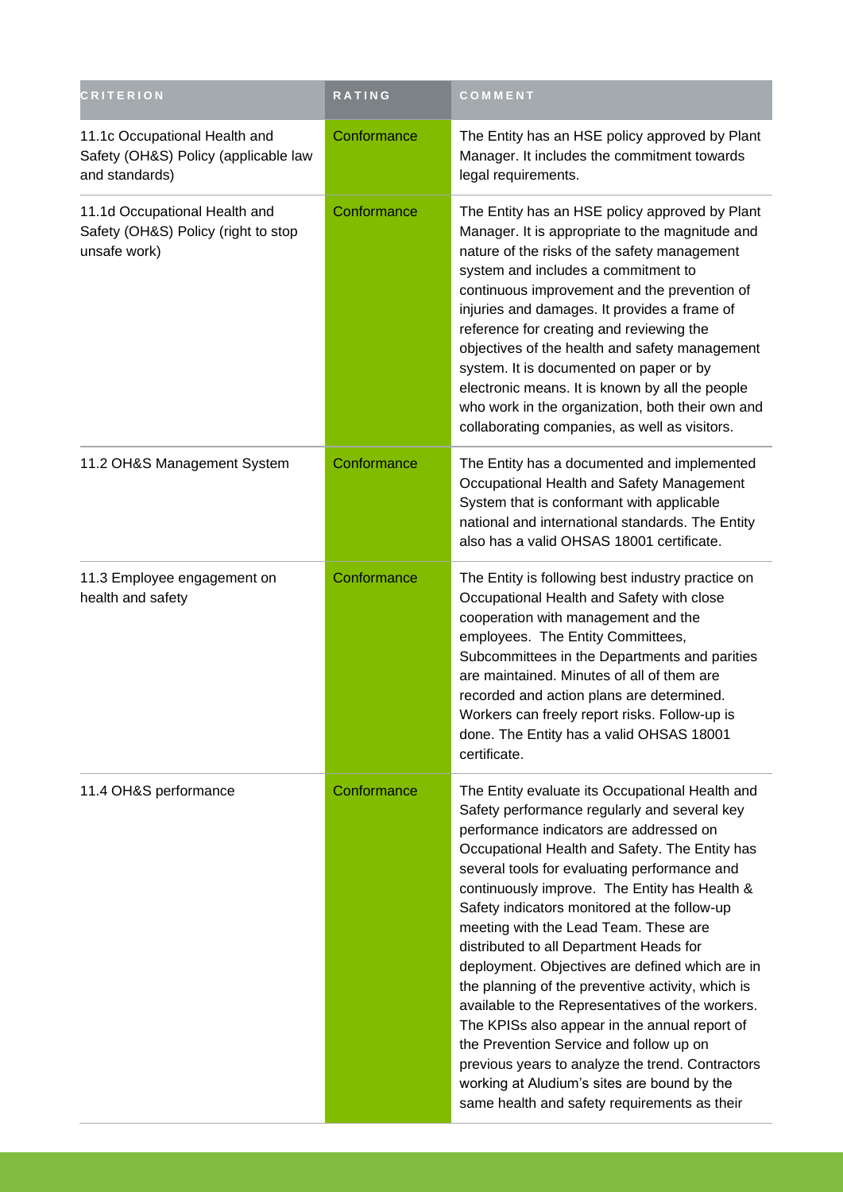| CRITERION | RATING | COMMENT |
| --- | --- | --- |
| 11.1c Occupational Health and Safety (OH&S) Policy (applicable law and standards) | Conformance | The Entity has an HSE policy approved by Plant Manager. It includes the commitment towards legal requirements. |
| 11.1d Occupational Health and Safety (OH&S) Policy (right to stop unsafe work) | Conformance | The Entity has an HSE policy approved by Plant Manager. It is appropriate to the magnitude and nature of the risks of the safety management system and includes a commitment to continuous improvement and the prevention of injuries and damages. It provides a frame of reference for creating and reviewing the objectives of the health and safety management system. It is documented on paper or by electronic means. It is known by all the people who work in the organization, both their own and collaborating companies, as well as visitors. |
| 11.2 OH&S Management System | Conformance | The Entity has a documented and implemented Occupational Health and Safety Management System that is conformant with applicable national and international standards. The Entity also has a valid OHSAS 18001 certificate. |
| 11.3 Employee engagement on health and safety | Conformance | The Entity is following best industry practice on Occupational Health and Safety with close cooperation with management and the employees. The Entity Committees, Subcommittees in the Departments and parities are maintained. Minutes of all of them are recorded and action plans are determined. Workers can freely report risks. Follow-up is done. The Entity has a valid OHSAS 18001 certificate. |
| 11.4 OH&S performance | Conformance | The Entity evaluate its Occupational Health and Safety performance regularly and several key performance indicators are addressed on Occupational Health and Safety. The Entity has several tools for evaluating performance and continuously improve. The Entity has Health & Safety indicators monitored at the follow-up meeting with the Lead Team. These are distributed to all Department Heads for deployment. Objectives are defined which are in the planning of the preventive activity, which is available to the Representatives of the workers. The KPISs also appear in the annual report of the Prevention Service and follow up on previous years to analyze the trend. Contractors working at Aludium's sites are bound by the same health and safety requirements as their |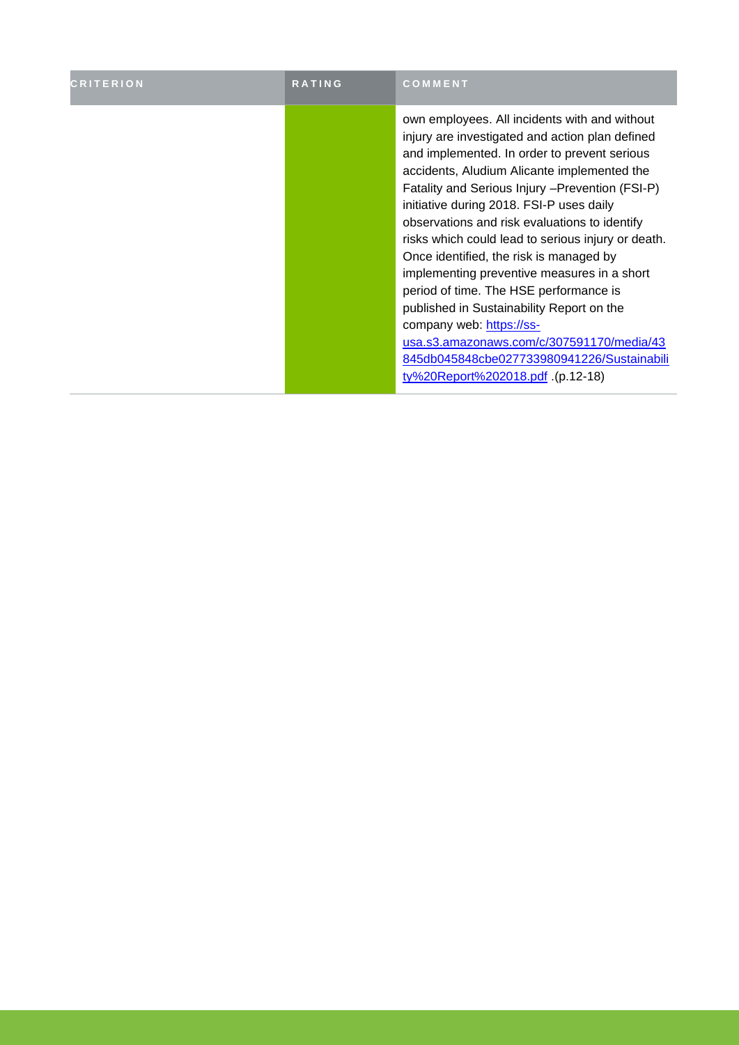| CRITERION | RATING | COMMENT |
|---|---|---|
| | | own employees. All incidents with and without injury are investigated and action plan defined and implemented. In order to prevent serious accidents, Aludium Alicante implemented the Fatality and Serious Injury –Prevention (FSI-P) initiative during 2018. FSI-P uses daily observations and risk evaluations to identify risks which could lead to serious injury or death. Once identified, the risk is managed by implementing preventive measures in a short period of time. The HSE performance is published in Sustainability Report on the company web: [https://ss-usa.s3.amazonaws.com/c/307591170/media/43845db045848cbe027733980941226/Sustainability%20Report%202018.pdf](https://ss-usa.s3.amazonaws.com/c/307591170/media/43845db045848cbe027733980941226/Sustainability%20Report%202018.pdf) .(p.12-18) |